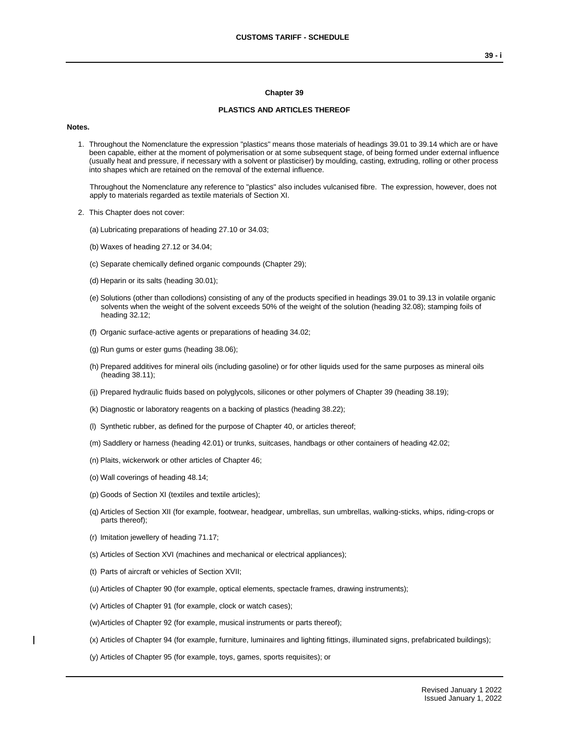# Chapter 39

## PLASTICS AND ARTICLES THEREOF

**Notes.**

1. Throughout the Nomenclature the expression "plastics" means those materials of headings 39.01 to 39.14 which are or have been capable, either at the moment of polymerisation or at some subsequent stage, of being formed under external influence (usually heat and pressure, if necessary with a solvent or plasticiser) by moulding, casting, extruding, rolling or other process into shapes which are retained on the removal of the external influence.

   Throughout the Nomenclature any reference to "plastics" also includes vulcanised fibre. The expression, however, does not apply to materials regarded as textile materials of Section XI.

2. This Chapter does not cover:

   (a) Lubricating preparations of heading 27.10 or 34.03;

   (b) Waxes of heading 27.12 or 34.04;

   (c) Separate chemically defined organic compounds (Chapter 29);

   (d) Heparin or its salts (heading 30.01);

   (e) Solutions (other than collodions) consisting of any of the products specified in headings 39.01 to 39.13 in volatile organic solvents when the weight of the solvent exceeds 50% of the weight of the solution (heading 32.08); stamping foils of heading 32.12;

   (f) Organic surface-active agents or preparations of heading 34.02;

   (g) Run gums or ester gums (heading 38.06);

   (h) Prepared additives for mineral oils (including gasoline) or for other liquids used for the same purposes as mineral oils (heading 38.11);

   (ij) Prepared hydraulic fluids based on polyglycols, silicones or other polymers of Chapter 39 (heading 38.19);

   (k) Diagnostic or laboratory reagents on a backing of plastics (heading 38.22);

   (l) Synthetic rubber, as defined for the purpose of Chapter 40, or articles thereof;

   (m) Saddlery or harness (heading 42.01) or trunks, suitcases, handbags or other containers of heading 42.02;

   (n) Plaits, wickerwork or other articles of Chapter 46;

   (o) Wall coverings of heading 48.14;

   (p) Goods of Section XI (textiles and textile articles);

   (q) Articles of Section XII (for example, footwear, headgear, umbrellas, sun umbrellas, walking-sticks, whips, riding-crops or parts thereof);

   (r) Imitation jewellery of heading 71.17;

   (s) Articles of Section XVI (machines and mechanical or electrical appliances);

   (t) Parts of aircraft or vehicles of Section XVII;

   (u) Articles of Chapter 90 (for example, optical elements, spectacle frames, drawing instruments);

   (v) Articles of Chapter 91 (for example, clock or watch cases);

   (w) Articles of Chapter 92 (for example, musical instruments or parts thereof);

   (x) Articles of Chapter 94 (for example, furniture, luminaires and lighting fittings, illuminated signs, prefabricated buildings);

   (y) Articles of Chapter 95 (for example, toys, games, sports requisites); or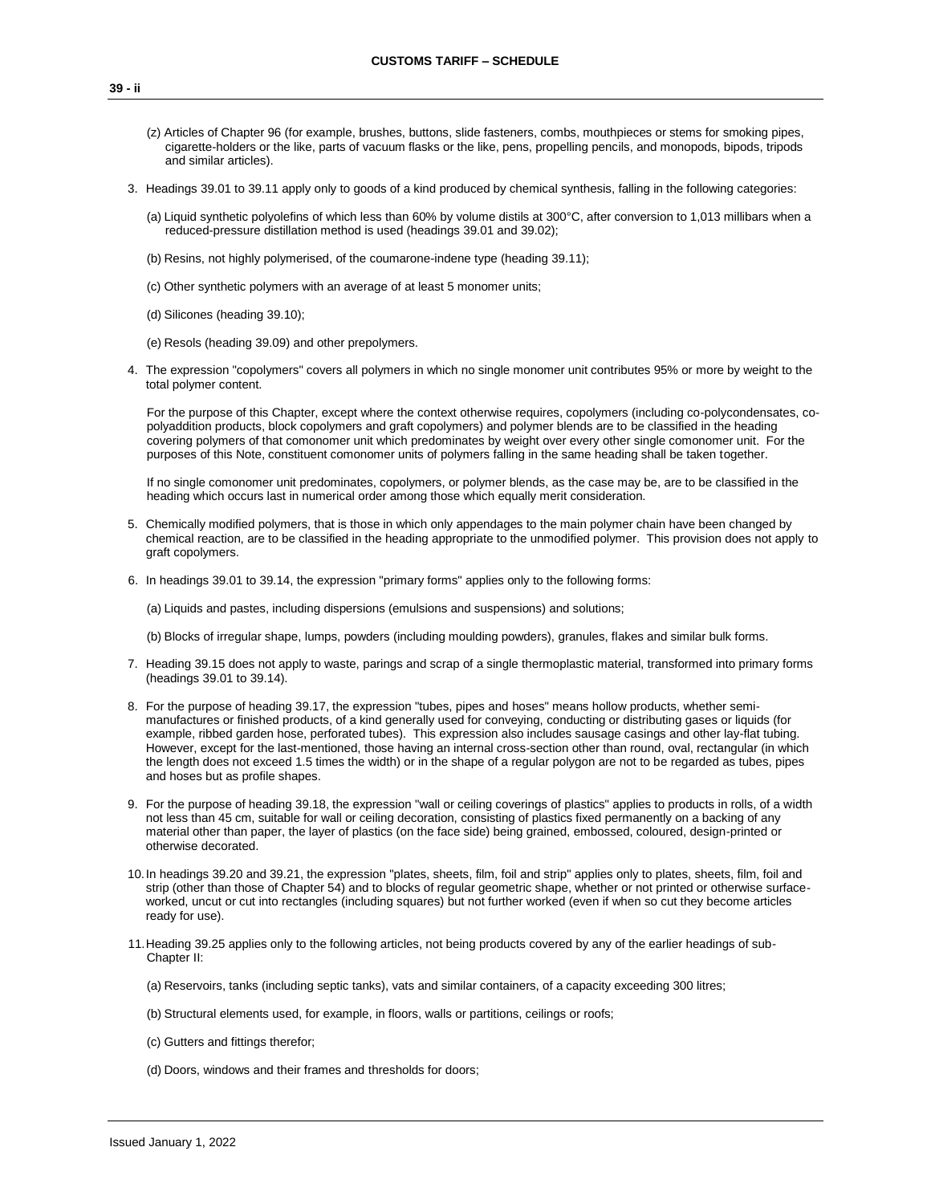(z) Articles of Chapter 96 (for example, brushes, buttons, slide fasteners, combs, mouthpieces or stems for smoking pipes, cigarette-holders or the like, parts of vacuum flasks or the like, pens, propelling pencils, and monopods, bipods, tripods and similar articles).

3. Headings 39.01 to 39.11 apply only to goods of a kind produced by chemical synthesis, falling in the following categories:

   (a) Liquid synthetic polyolefins of which less than 60% by volume distils at 300°C, after conversion to 1,013 millibars when a reduced-pressure distillation method is used (headings 39.01 and 39.02);

   (b) Resins, not highly polymerised, of the coumarone-indene type (heading 39.11);

   (c) Other synthetic polymers with an average of at least 5 monomer units;

   (d) Silicones (heading 39.10);

   (e) Resols (heading 39.09) and other prepolymers.

4. The expression "copolymers" covers all polymers in which no single monomer unit contributes 95% or more by weight to the total polymer content.

   For the purpose of this Chapter, except where the context otherwise requires, copolymers (including co-polycondensates, co-polyaddition products, block copolymers and graft copolymers) and polymer blends are to be classified in the heading covering polymers of that comonomer unit which predominates by weight over every other single comonomer unit. For the purposes of this Note, constituent comonomer units of polymers falling in the same heading shall be taken together.

   If no single comonomer unit predominates, copolymers, or polymer blends, as the case may be, are to be classified in the heading which occurs last in numerical order among those which equally merit consideration.

5. Chemically modified polymers, that is those in which only appendages to the main polymer chain have been changed by chemical reaction, are to be classified in the heading appropriate to the unmodified polymer. This provision does not apply to graft copolymers.

6. In headings 39.01 to 39.14, the expression "primary forms" applies only to the following forms:

   (a) Liquids and pastes, including dispersions (emulsions and suspensions) and solutions;

   (b) Blocks of irregular shape, lumps, powders (including moulding powders), granules, flakes and similar bulk forms.

7. Heading 39.15 does not apply to waste, parings and scrap of a single thermoplastic material, transformed into primary forms (headings 39.01 to 39.14).

8. For the purpose of heading 39.17, the expression "tubes, pipes and hoses" means hollow products, whether semi-manufactures or finished products, of a kind generally used for conveying, conducting or distributing gases or liquids (for example, ribbed garden hose, perforated tubes). This expression also includes sausage casings and other lay-flat tubing. However, except for the last-mentioned, those having an internal cross-section other than round, oval, rectangular (in which the length does not exceed 1.5 times the width) or in the shape of a regular polygon are not to be regarded as tubes, pipes and hoses but as profile shapes.

9. For the purpose of heading 39.18, the expression "wall or ceiling coverings of plastics" applies to products in rolls, of a width not less than 45 cm, suitable for wall or ceiling decoration, consisting of plastics fixed permanently on a backing of any material other than paper, the layer of plastics (on the face side) being grained, embossed, coloured, design-printed or otherwise decorated.

10. In headings 39.20 and 39.21, the expression "plates, sheets, film, foil and strip" applies only to plates, sheets, film, foil and strip (other than those of Chapter 54) and to blocks of regular geometric shape, whether or not printed or otherwise surface-worked, uncut or cut into rectangles (including squares) but not further worked (even if when so cut they become articles ready for use).

11. Heading 39.25 applies only to the following articles, not being products covered by any of the earlier headings of sub-Chapter II:

    (a) Reservoirs, tanks (including septic tanks), vats and similar containers, of a capacity exceeding 300 litres;

    (b) Structural elements used, for example, in floors, walls or partitions, ceilings or roofs;

    (c) Gutters and fittings therefor;

    (d) Doors, windows and their frames and thresholds for doors;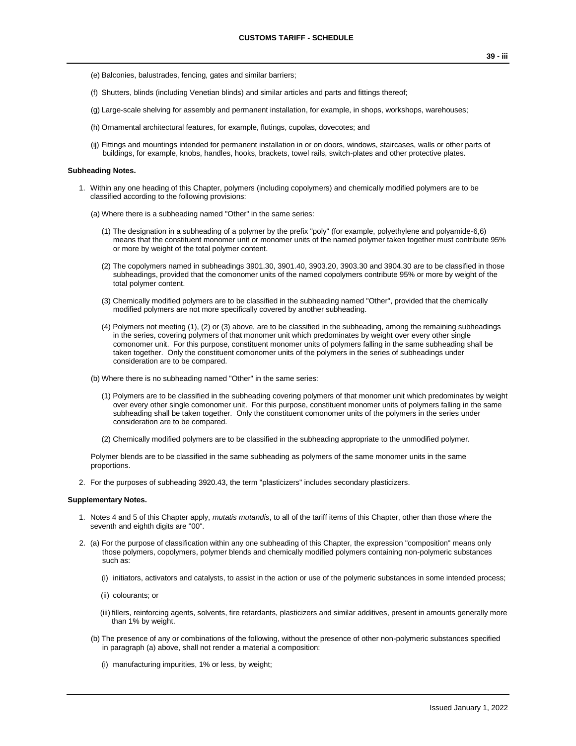(e) Balconies, balustrades, fencing, gates and similar barriers;

(f) Shutters, blinds (including Venetian blinds) and similar articles and parts and fittings thereof;

(g) Large-scale shelving for assembly and permanent installation, for example, in shops, workshops, warehouses;

(h) Ornamental architectural features, for example, flutings, cupolas, dovecotes; and

(ij) Fittings and mountings intended for permanent installation in or on doors, windows, staircases, walls or other parts of buildings, for example, knobs, handles, hooks, brackets, towel rails, switch-plates and other protective plates.

**Subheading Notes.**

1. Within any one heading of this Chapter, polymers (including copolymers) and chemically modified polymers are to be classified according to the following provisions:

   (a) Where there is a subheading named "Other" in the same series:

      (1) The designation in a subheading of a polymer by the prefix "poly" (for example, polyethylene and polyamide-6,6) means that the constituent monomer unit or monomer units of the named polymer taken together must contribute 95% or more by weight of the total polymer content.

      (2) The copolymers named in subheadings 3901.30, 3901.40, 3903.20, 3903.30 and 3904.30 are to be classified in those subheadings, provided that the comonomer units of the named copolymers contribute 95% or more by weight of the total polymer content.

      (3) Chemically modified polymers are to be classified in the subheading named "Other", provided that the chemically modified polymers are not more specifically covered by another subheading.

      (4) Polymers not meeting (1), (2) or (3) above, are to be classified in the subheading, among the remaining subheadings in the series, covering polymers of that monomer unit which predominates by weight over every other single comonomer unit. For this purpose, constituent monomer units of polymers falling in the same subheading shall be taken together. Only the constituent comonomer units of the polymers in the series of subheadings under consideration are to be compared.

   (b) Where there is no subheading named "Other" in the same series:

      (1) Polymers are to be classified in the subheading covering polymers of that monomer unit which predominates by weight over every other single comonomer unit. For this purpose, constituent monomer units of polymers falling in the same subheading shall be taken together. Only the constituent comonomer units of the polymers in the series under consideration are to be compared.

      (2) Chemically modified polymers are to be classified in the subheading appropriate to the unmodified polymer.

   Polymer blends are to be classified in the same subheading as polymers of the same monomer units in the same proportions.

2. For the purposes of subheading 3920.43, the term "plasticizers" includes secondary plasticizers.

**Supplementary Notes.**

1. Notes 4 and 5 of this Chapter apply, *mutatis mutandis*, to all of the tariff items of this Chapter, other than those where the seventh and eighth digits are "00".

2. (a) For the purpose of classification within any one subheading of this Chapter, the expression "composition" means only those polymers, copolymers, polymer blends and chemically modified polymers containing non-polymeric substances such as:

      (i) initiators, activators and catalysts, to assist in the action or use of the polymeric substances in some intended process;

      (ii) colourants; or

      (iii) fillers, reinforcing agents, solvents, fire retardants, plasticizers and similar additives, present in amounts generally more than 1% by weight.

   (b) The presence of any or combinations of the following, without the presence of other non-polymeric substances specified in paragraph (a) above, shall not render a material a composition:

      (i) manufacturing impurities, 1% or less, by weight;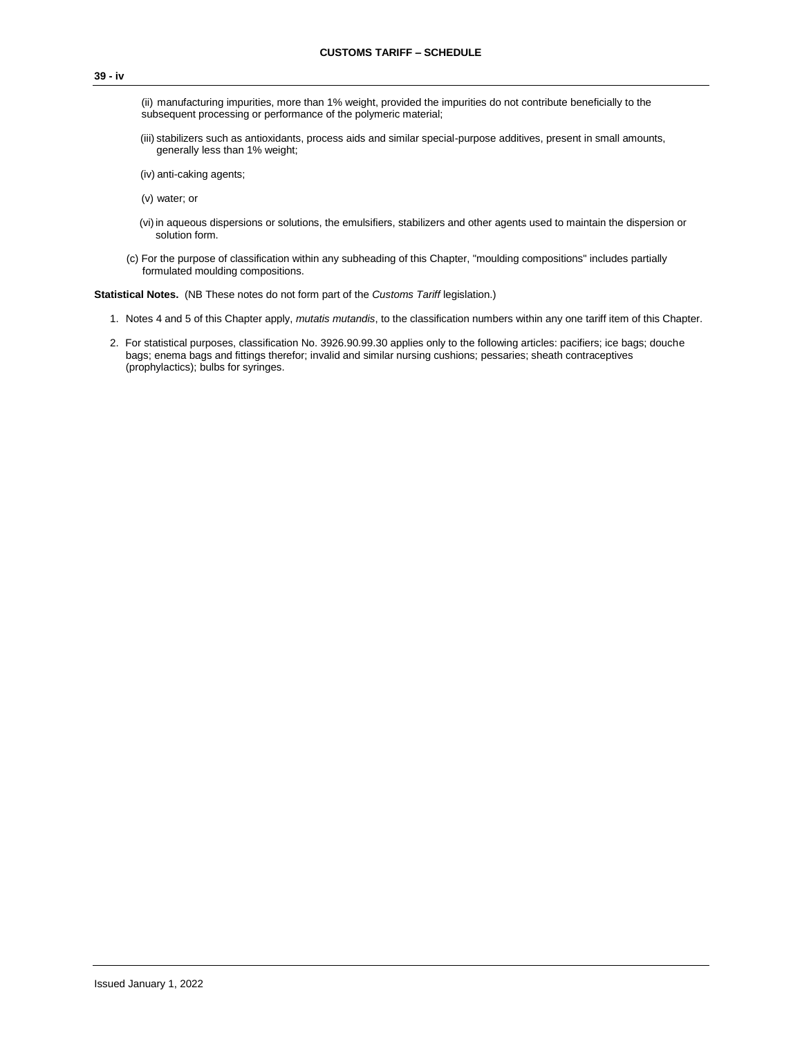(ii) manufacturing impurities, more than 1% weight, provided the impurities do not contribute beneficially to the subsequent processing or performance of the polymeric material;

(iii) stabilizers such as antioxidants, process aids and similar special-purpose additives, present in small amounts, generally less than 1% weight;

(iv) anti-caking agents;

(v) water; or

(vi) in aqueous dispersions or solutions, the emulsifiers, stabilizers and other agents used to maintain the dispersion or solution form.

(c) For the purpose of classification within any subheading of this Chapter, "moulding compositions" includes partially formulated moulding compositions.

**Statistical Notes.** (NB These notes do not form part of the *Customs Tariff* legislation.)

1. Notes 4 and 5 of this Chapter apply, *mutatis mutandis*, to the classification numbers within any one tariff item of this Chapter.

2. For statistical purposes, classification No. 3926.90.99.30 applies only to the following articles: pacifiers; ice bags; douche bags; enema bags and fittings therefor; invalid and similar nursing cushions; pessaries; sheath contraceptives (prophylactics); bulbs for syringes.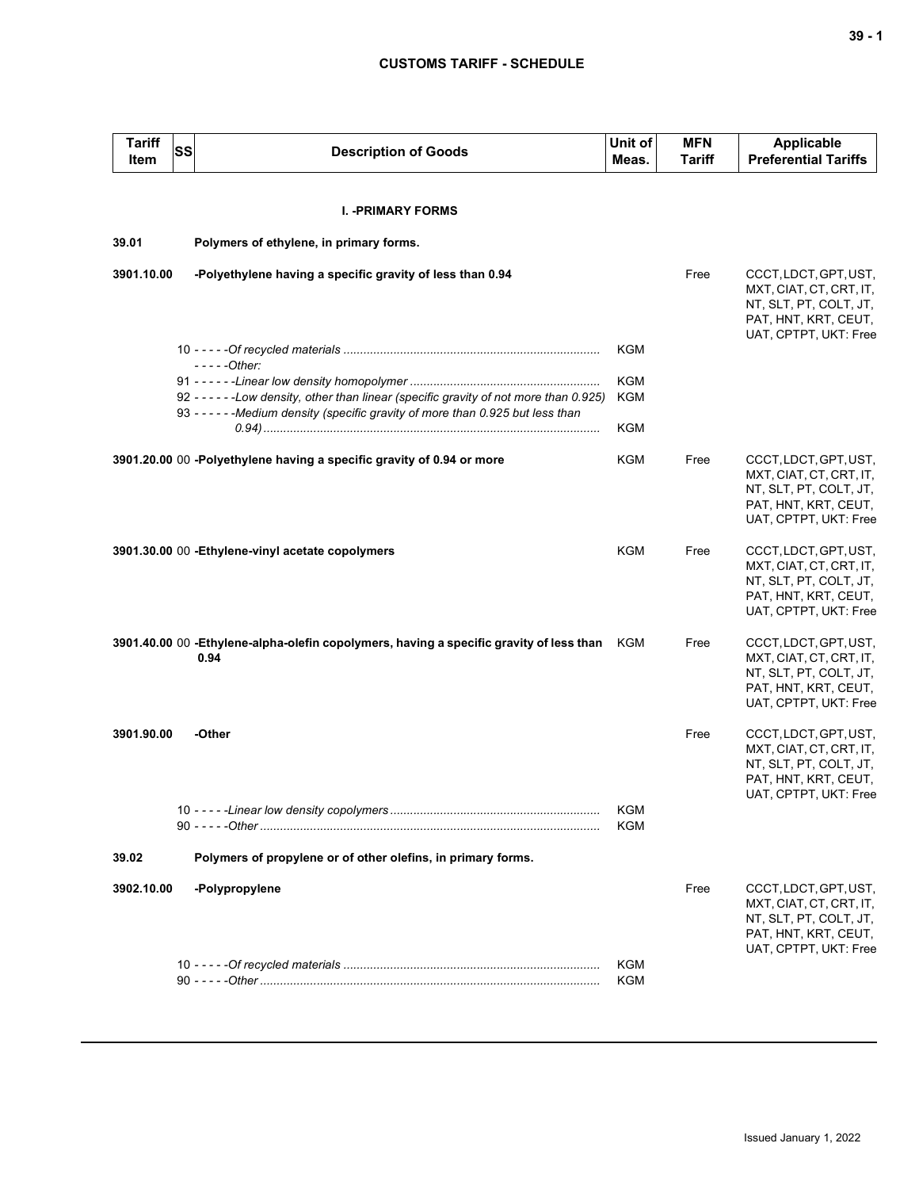| Tariff Item | SS | Description of Goods | Unit of Meas. | MFN Tariff | Applicable Preferential Tariffs |
|---|---|---|---|---|---|
| | | **I. -PRIMARY FORMS** | | | |
| **39.01** | | **Polymers of ethylene, in primary forms.** | | | |
| **3901.10.00** | | **-Polyethylene having a specific gravity of less than 0.94** | | Free | CCCT, LDCT, GPT, UST, MXT, CIAT, CT, CRT, IT, NT, SLT, PT, COLT, JT, PAT, HNT, KRT, CEUT, UAT, CPTPT, UKT: Free |
| | 10 | - - - - -*Of recycled materials* | KGM | | |
| | | - - - - -*Other:* | | | |
| | 91 | - - - - - -*Linear low density homopolymer* | KGM | | |
| | 92 | - - - - - -*Low density, other than linear (specific gravity of not more than 0.925)* | KGM | | |
| | 93 | - - - - - -*Medium density (specific gravity of more than 0.925 but less than 0.94)* | KGM | | |
| **3901.20.00** | 00 | **-Polyethylene having a specific gravity of 0.94 or more** | KGM | Free | CCCT, LDCT, GPT, UST, MXT, CIAT, CT, CRT, IT, NT, SLT, PT, COLT, JT, PAT, HNT, KRT, CEUT, UAT, CPTPT, UKT: Free |
| **3901.30.00** | 00 | **-Ethylene-vinyl acetate copolymers** | KGM | Free | CCCT, LDCT, GPT, UST, MXT, CIAT, CT, CRT, IT, NT, SLT, PT, COLT, JT, PAT, HNT, KRT, CEUT, UAT, CPTPT, UKT: Free |
| **3901.40.00** | 00 | **-Ethylene-alpha-olefin copolymers, having a specific gravity of less than 0.94** | KGM | Free | CCCT, LDCT, GPT, UST, MXT, CIAT, CT, CRT, IT, NT, SLT, PT, COLT, JT, PAT, HNT, KRT, CEUT, UAT, CPTPT, UKT: Free |
| **3901.90.00** | | **-Other** | | Free | CCCT, LDCT, GPT, UST, MXT, CIAT, CT, CRT, IT, NT, SLT, PT, COLT, JT, PAT, HNT, KRT, CEUT, UAT, CPTPT, UKT: Free |
| | 10 | - - - - -*Linear low density copolymers* | KGM | | |
| | 90 | - - - - -*Other* | KGM | | |
| **39.02** | | **Polymers of propylene or of other olefins, in primary forms.** | | | |
| **3902.10.00** | | **-Polypropylene** | | Free | CCCT, LDCT, GPT, UST, MXT, CIAT, CT, CRT, IT, NT, SLT, PT, COLT, JT, PAT, HNT, KRT, CEUT, UAT, CPTPT, UKT: Free |
| | 10 | - - - - -*Of recycled materials* | KGM | | |
| | 90 | - - - - -*Other* | KGM | | |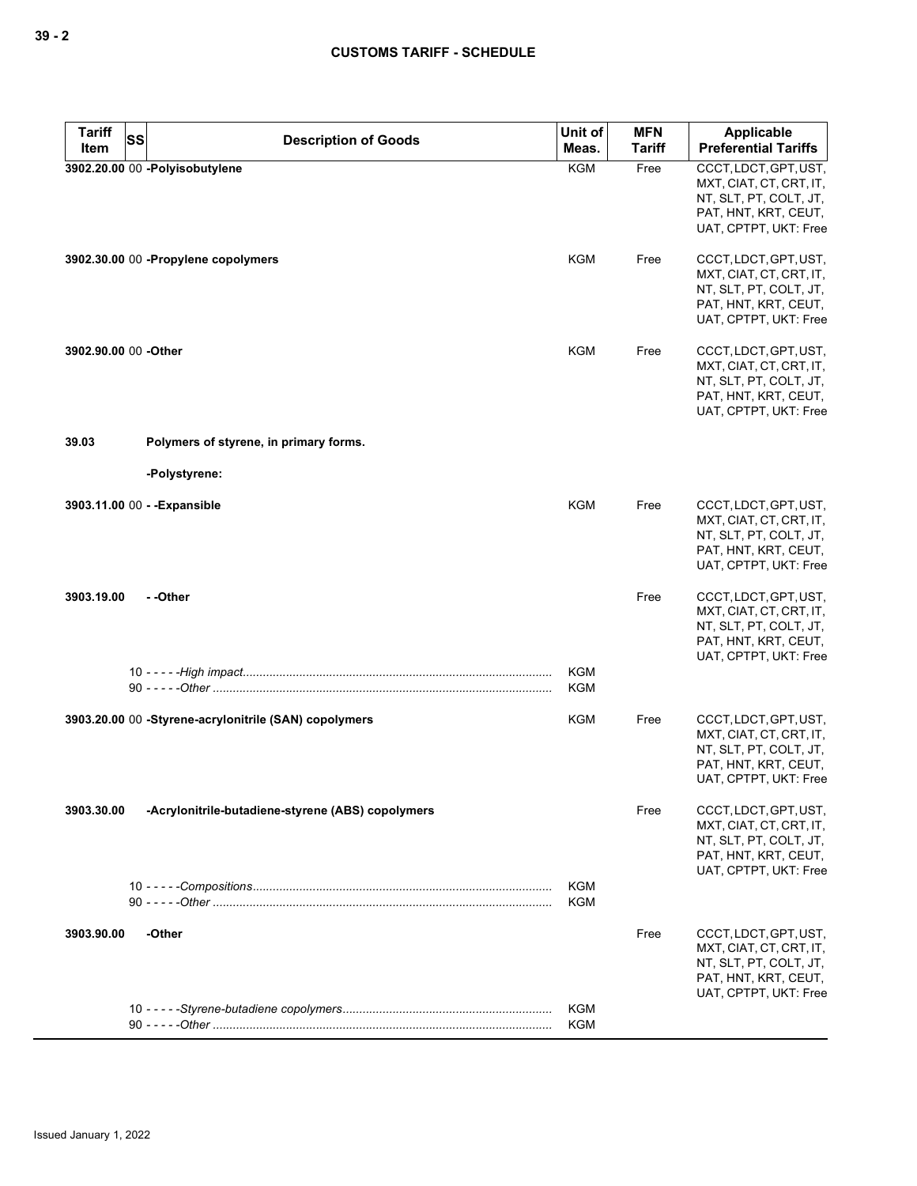| Tariff Item | SS | Description of Goods | Unit of Meas. | MFN Tariff | Applicable Preferential Tariffs |
|---|---|---|---|---|---|
| 3902.20.00 | 00 | **-Polyisobutylene** | KGM | Free | CCCT, LDCT, GPT, UST, MXT, CIAT, CT, CRT, IT, NT, SLT, PT, COLT, JT, PAT, HNT, KRT, CEUT, UAT, CPTPT, UKT: Free |
| 3902.30.00 | 00 | **-Propylene copolymers** | KGM | Free | CCCT, LDCT, GPT, UST, MXT, CIAT, CT, CRT, IT, NT, SLT, PT, COLT, JT, PAT, HNT, KRT, CEUT, UAT, CPTPT, UKT: Free |
| 3902.90.00 | 00 | **-Other** | KGM | Free | CCCT, LDCT, GPT, UST, MXT, CIAT, CT, CRT, IT, NT, SLT, PT, COLT, JT, PAT, HNT, KRT, CEUT, UAT, CPTPT, UKT: Free |
| **39.03** | | **Polymers of styrene, in primary forms.** | | | |
| | | **-Polystyrene:** | | | |
| 3903.11.00 | 00 | **- -Expansible** | KGM | Free | CCCT, LDCT, GPT, UST, MXT, CIAT, CT, CRT, IT, NT, SLT, PT, COLT, JT, PAT, HNT, KRT, CEUT, UAT, CPTPT, UKT: Free |
| 3903.19.00 | | **- -Other** | | Free | CCCT, LDCT, GPT, UST, MXT, CIAT, CT, CRT, IT, NT, SLT, PT, COLT, JT, PAT, HNT, KRT, CEUT, UAT, CPTPT, UKT: Free |
| | 10 | - - - - -*High impact* | KGM | | |
| | 90 | - - - - -*Other* | KGM | | |
| 3903.20.00 | 00 | **-Styrene-acrylonitrile (SAN) copolymers** | KGM | Free | CCCT, LDCT, GPT, UST, MXT, CIAT, CT, CRT, IT, NT, SLT, PT, COLT, JT, PAT, HNT, KRT, CEUT, UAT, CPTPT, UKT: Free |
| 3903.30.00 | | **-Acrylonitrile-butadiene-styrene (ABS) copolymers** | | Free | CCCT, LDCT, GPT, UST, MXT, CIAT, CT, CRT, IT, NT, SLT, PT, COLT, JT, PAT, HNT, KRT, CEUT, UAT, CPTPT, UKT: Free |
| | 10 | - - - - -*Compositions* | KGM | | |
| | 90 | - - - - -*Other* | KGM | | |
| 3903.90.00 | | **-Other** | | Free | CCCT, LDCT, GPT, UST, MXT, CIAT, CT, CRT, IT, NT, SLT, PT, COLT, JT, PAT, HNT, KRT, CEUT, UAT, CPTPT, UKT: Free |
| | 10 | - - - - -*Styrene-butadiene copolymers* | KGM | | |
| | 90 | - - - - -*Other* | KGM | | |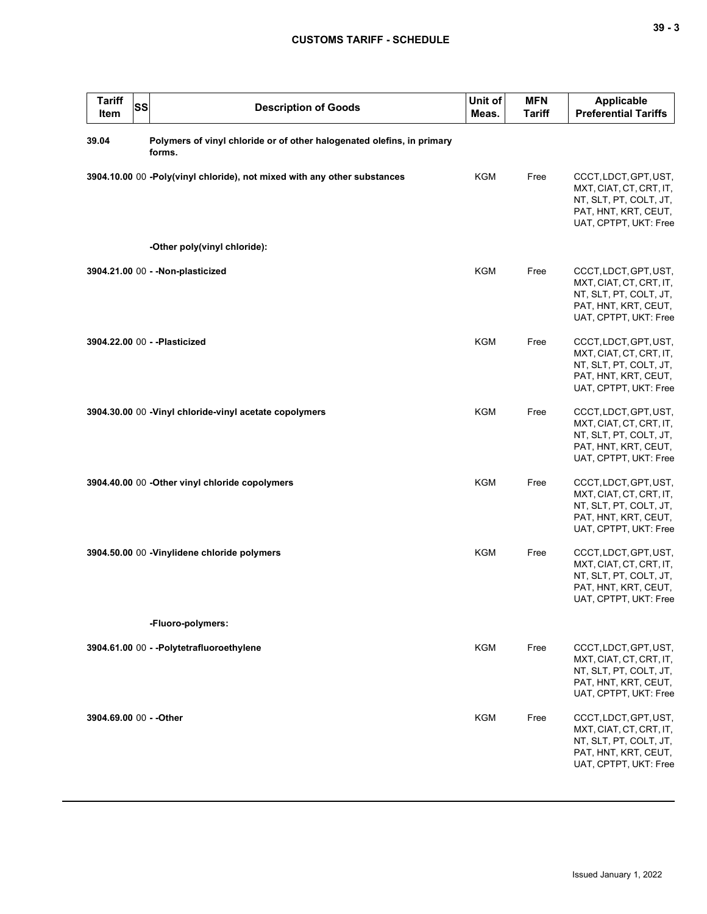| Tariff Item | SS | Description of Goods | Unit of Meas. | MFN Tariff | Applicable Preferential Tariffs |
|---|---|---|---|---|---|
| 39.04 | | **Polymers of vinyl chloride or of other halogenated olefins, in primary forms.** | | | |
| **3904.10.00** | 00 | **-Poly(vinyl chloride), not mixed with any other substances** | KGM | Free | CCCT, LDCT, GPT, UST, MXT, CIAT, CT, CRT, IT, NT, SLT, PT, COLT, JT, PAT, HNT, KRT, CEUT, UAT, CPTPT, UKT: Free |
| | | **-Other poly(vinyl chloride):** | | | |
| **3904.21.00** | 00 | **- -Non-plasticized** | KGM | Free | CCCT, LDCT, GPT, UST, MXT, CIAT, CT, CRT, IT, NT, SLT, PT, COLT, JT, PAT, HNT, KRT, CEUT, UAT, CPTPT, UKT: Free |
| **3904.22.00** | 00 | **- -Plasticized** | KGM | Free | CCCT, LDCT, GPT, UST, MXT, CIAT, CT, CRT, IT, NT, SLT, PT, COLT, JT, PAT, HNT, KRT, CEUT, UAT, CPTPT, UKT: Free |
| **3904.30.00** | 00 | **-Vinyl chloride-vinyl acetate copolymers** | KGM | Free | CCCT, LDCT, GPT, UST, MXT, CIAT, CT, CRT, IT, NT, SLT, PT, COLT, JT, PAT, HNT, KRT, CEUT, UAT, CPTPT, UKT: Free |
| **3904.40.00** | 00 | **-Other vinyl chloride copolymers** | KGM | Free | CCCT, LDCT, GPT, UST, MXT, CIAT, CT, CRT, IT, NT, SLT, PT, COLT, JT, PAT, HNT, KRT, CEUT, UAT, CPTPT, UKT: Free |
| **3904.50.00** | 00 | **-Vinylidene chloride polymers** | KGM | Free | CCCT, LDCT, GPT, UST, MXT, CIAT, CT, CRT, IT, NT, SLT, PT, COLT, JT, PAT, HNT, KRT, CEUT, UAT, CPTPT, UKT: Free |
| | | **-Fluoro-polymers:** | | | |
| **3904.61.00** | 00 | **- -Polytetrafluoroethylene** | KGM | Free | CCCT, LDCT, GPT, UST, MXT, CIAT, CT, CRT, IT, NT, SLT, PT, COLT, JT, PAT, HNT, KRT, CEUT, UAT, CPTPT, UKT: Free |
| **3904.69.00** | 00 | **- -Other** | KGM | Free | CCCT, LDCT, GPT, UST, MXT, CIAT, CT, CRT, IT, NT, SLT, PT, COLT, JT, PAT, HNT, KRT, CEUT, UAT, CPTPT, UKT: Free |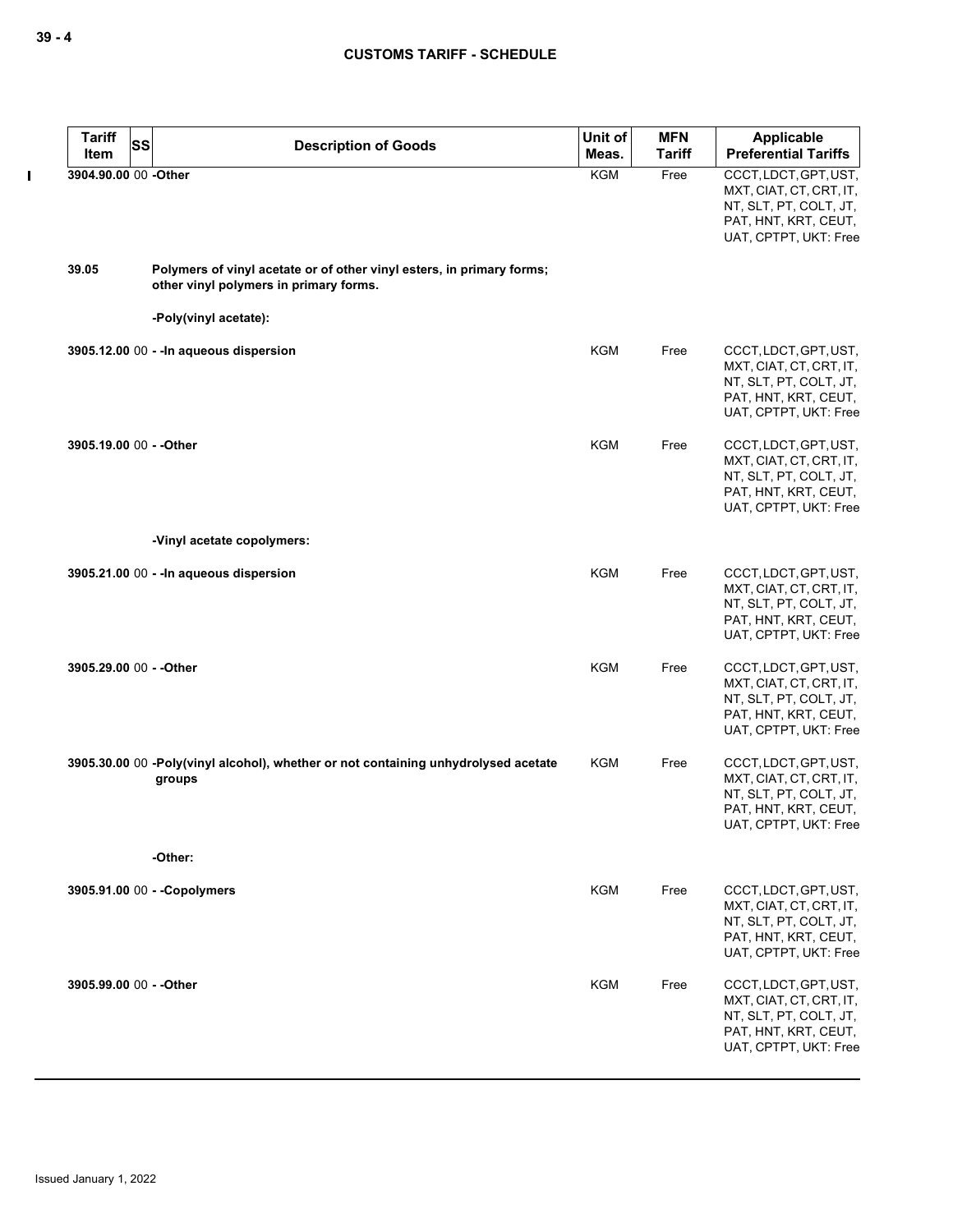| Tariff Item | SS | Description of Goods | Unit of Meas. | MFN Tariff | Applicable Preferential Tariffs |
|---|---|---|---|---|---|
| 3904.90.00 | 00 | -Other | KGM | Free | CCCT, LDCT, GPT, UST, MXT, CIAT, CT, CRT, IT, NT, SLT, PT, COLT, JT, PAT, HNT, KRT, CEUT, UAT, CPTPT, UKT: Free |
| 39.05 | | **Polymers of vinyl acetate or of other vinyl esters, in primary forms; other vinyl polymers in primary forms.** | | | |
| | | -Poly(vinyl acetate): | | | |
| 3905.12.00 | 00 | - -In aqueous dispersion | KGM | Free | CCCT, LDCT, GPT, UST, MXT, CIAT, CT, CRT, IT, NT, SLT, PT, COLT, JT, PAT, HNT, KRT, CEUT, UAT, CPTPT, UKT: Free |
| 3905.19.00 | 00 | - -Other | KGM | Free | CCCT, LDCT, GPT, UST, MXT, CIAT, CT, CRT, IT, NT, SLT, PT, COLT, JT, PAT, HNT, KRT, CEUT, UAT, CPTPT, UKT: Free |
| | | -Vinyl acetate copolymers: | | | |
| 3905.21.00 | 00 | - -In aqueous dispersion | KGM | Free | CCCT, LDCT, GPT, UST, MXT, CIAT, CT, CRT, IT, NT, SLT, PT, COLT, JT, PAT, HNT, KRT, CEUT, UAT, CPTPT, UKT: Free |
| 3905.29.00 | 00 | - -Other | KGM | Free | CCCT, LDCT, GPT, UST, MXT, CIAT, CT, CRT, IT, NT, SLT, PT, COLT, JT, PAT, HNT, KRT, CEUT, UAT, CPTPT, UKT: Free |
| 3905.30.00 | 00 | -Poly(vinyl alcohol), whether or not containing unhydrolysed acetate groups | KGM | Free | CCCT, LDCT, GPT, UST, MXT, CIAT, CT, CRT, IT, NT, SLT, PT, COLT, JT, PAT, HNT, KRT, CEUT, UAT, CPTPT, UKT: Free |
| | | -Other: | | | |
| 3905.91.00 | 00 | - -Copolymers | KGM | Free | CCCT, LDCT, GPT, UST, MXT, CIAT, CT, CRT, IT, NT, SLT, PT, COLT, JT, PAT, HNT, KRT, CEUT, UAT, CPTPT, UKT: Free |
| 3905.99.00 | 00 | - -Other | KGM | Free | CCCT, LDCT, GPT, UST, MXT, CIAT, CT, CRT, IT, NT, SLT, PT, COLT, JT, PAT, HNT, KRT, CEUT, UAT, CPTPT, UKT: Free |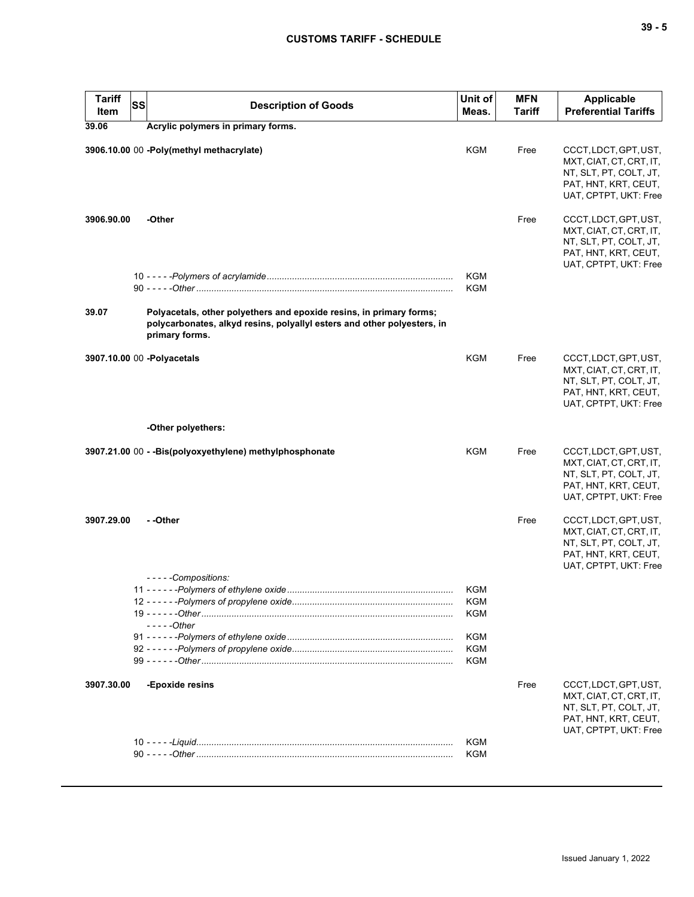| Tariff Item | SS | Description of Goods | Unit of Meas. | MFN Tariff | Applicable Preferential Tariffs |
|---|---|---|---|---|---|
| **39.06** | | **Acrylic polymers in primary forms.** | | | |
| **3906.10.00** | 00 | **-Poly(methyl methacrylate)** | KGM | Free | CCCT, LDCT, GPT, UST, MXT, CIAT, CT, CRT, IT, NT, SLT, PT, COLT, JT, PAT, HNT, KRT, CEUT, UAT, CPTPT, UKT: Free |
| **3906.90.00** | | **-Other** | | Free | CCCT, LDCT, GPT, UST, MXT, CIAT, CT, CRT, IT, NT, SLT, PT, COLT, JT, PAT, HNT, KRT, CEUT, UAT, CPTPT, UKT: Free |
| | 10 | - - - - -*Polymers of acrylamide* | KGM | | |
| | 90 | - - - - -*Other* | KGM | | |
| **39.07** | | **Polyacetals, other polyethers and epoxide resins, in primary forms; polycarbonates, alkyd resins, polyallyl esters and other polyesters, in primary forms.** | | | |
| **3907.10.00** | 00 | **-Polyacetals** | KGM | Free | CCCT, LDCT, GPT, UST, MXT, CIAT, CT, CRT, IT, NT, SLT, PT, COLT, JT, PAT, HNT, KRT, CEUT, UAT, CPTPT, UKT: Free |
| | | **-Other polyethers:** | | | |
| **3907.21.00** | 00 | **- -Bis(polyoxyethylene) methylphosphonate** | KGM | Free | CCCT, LDCT, GPT, UST, MXT, CIAT, CT, CRT, IT, NT, SLT, PT, COLT, JT, PAT, HNT, KRT, CEUT, UAT, CPTPT, UKT: Free |
| **3907.29.00** | | **- -Other** | | Free | CCCT, LDCT, GPT, UST, MXT, CIAT, CT, CRT, IT, NT, SLT, PT, COLT, JT, PAT, HNT, KRT, CEUT, UAT, CPTPT, UKT: Free |
| | | - - - - -*Compositions:* | | | |
| | 11 | - - - - - -*Polymers of ethylene oxide* | KGM | | |
| | 12 | - - - - - -*Polymers of propylene oxide* | KGM | | |
| | 19 | - - - - - -*Other* | KGM | | |
| | | - - - - -*Other* | | | |
| | 91 | - - - - - -*Polymers of ethylene oxide* | KGM | | |
| | 92 | - - - - - -*Polymers of propylene oxide* | KGM | | |
| | 99 | - - - - - -*Other* | KGM | | |
| **3907.30.00** | | **-Epoxide resins** | | Free | CCCT, LDCT, GPT, UST, MXT, CIAT, CT, CRT, IT, NT, SLT, PT, COLT, JT, PAT, HNT, KRT, CEUT, UAT, CPTPT, UKT: Free |
| | 10 | - - - - -*Liquid* | KGM | | |
| | 90 | - - - - -*Other* | KGM | | |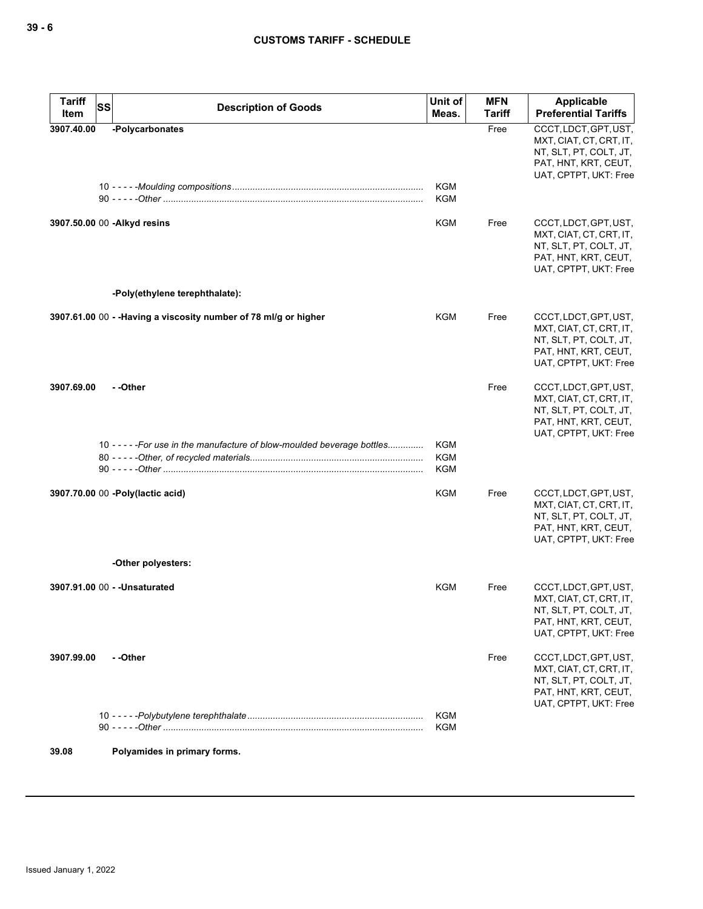| Tariff Item | SS | Description of Goods | Unit of Meas. | MFN Tariff | Applicable Preferential Tariffs |
|---|---|---|---|---|---|
| **3907.40.00** | | **-Polycarbonates** | | Free | CCCT, LDCT, GPT, UST, MXT, CIAT, CT, CRT, IT, NT, SLT, PT, COLT, JT, PAT, HNT, KRT, CEUT, UAT, CPTPT, UKT: Free |
| | 10 | - - - - -*Moulding compositions* | KGM | | |
| | 90 | - - - - -*Other* | KGM | | |
| **3907.50.00** | 00 | **-Alkyd resins** | KGM | Free | CCCT, LDCT, GPT, UST, MXT, CIAT, CT, CRT, IT, NT, SLT, PT, COLT, JT, PAT, HNT, KRT, CEUT, UAT, CPTPT, UKT: Free |
| | | **-Poly(ethylene terephthalate):** | | | |
| **3907.61.00** | 00 | **- -Having a viscosity number of 78 ml/g or higher** | KGM | Free | CCCT, LDCT, GPT, UST, MXT, CIAT, CT, CRT, IT, NT, SLT, PT, COLT, JT, PAT, HNT, KRT, CEUT, UAT, CPTPT, UKT: Free |
| **3907.69.00** | | **- -Other** | | Free | CCCT, LDCT, GPT, UST, MXT, CIAT, CT, CRT, IT, NT, SLT, PT, COLT, JT, PAT, HNT, KRT, CEUT, UAT, CPTPT, UKT: Free |
| | 10 | - - - - -*For use in the manufacture of blow-moulded beverage bottles* | KGM | | |
| | 80 | - - - - -*Other, of recycled materials* | KGM | | |
| | 90 | - - - - -*Other* | KGM | | |
| **3907.70.00** | 00 | **-Poly(lactic acid)** | KGM | Free | CCCT, LDCT, GPT, UST, MXT, CIAT, CT, CRT, IT, NT, SLT, PT, COLT, JT, PAT, HNT, KRT, CEUT, UAT, CPTPT, UKT: Free |
| | | **-Other polyesters:** | | | |
| **3907.91.00** | 00 | **- -Unsaturated** | KGM | Free | CCCT, LDCT, GPT, UST, MXT, CIAT, CT, CRT, IT, NT, SLT, PT, COLT, JT, PAT, HNT, KRT, CEUT, UAT, CPTPT, UKT: Free |
| **3907.99.00** | | **- -Other** | | Free | CCCT, LDCT, GPT, UST, MXT, CIAT, CT, CRT, IT, NT, SLT, PT, COLT, JT, PAT, HNT, KRT, CEUT, UAT, CPTPT, UKT: Free |
| | 10 | - - - - -*Polybutylene terephthalate* | KGM | | |
| | 90 | - - - - -*Other* | KGM | | |
| **39.08** | | **Polyamides in primary forms.** | | | |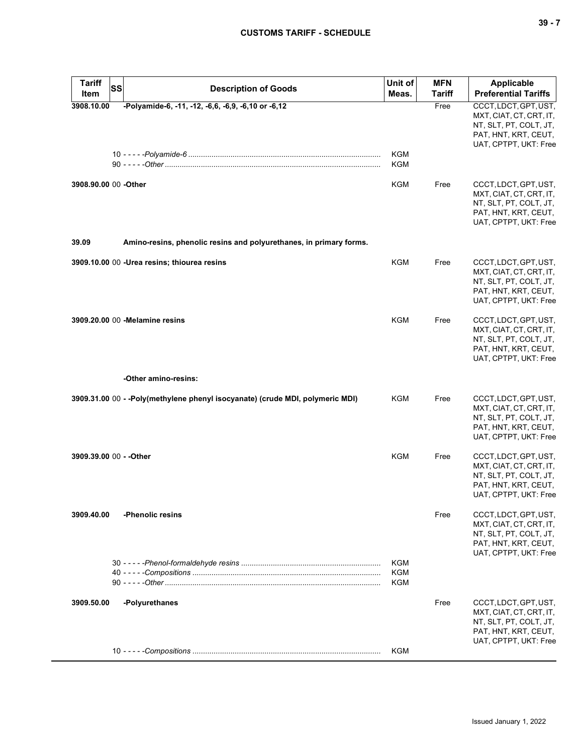| Tariff Item | SS | Description of Goods | Unit of Meas. | MFN Tariff | Applicable Preferential Tariffs |
|---|---|---|---|---|---|
| **3908.10.00** | | **-Polyamide-6, -11, -12, -6,6, -6,9, -6,10 or -6,12** | | Free | CCCT, LDCT, GPT, UST, MXT, CIAT, CT, CRT, IT, NT, SLT, PT, COLT, JT, PAT, HNT, KRT, CEUT, UAT, CPTPT, UKT: Free |
| | 10 | - - - - -*Polyamide-6* | KGM | | |
| | 90 | - - - - -*Other* | KGM | | |
| **3908.90.00** | 00 | **-Other** | KGM | Free | CCCT, LDCT, GPT, UST, MXT, CIAT, CT, CRT, IT, NT, SLT, PT, COLT, JT, PAT, HNT, KRT, CEUT, UAT, CPTPT, UKT: Free |
| **39.09** | | **Amino-resins, phenolic resins and polyurethanes, in primary forms.** | | | |
| **3909.10.00** | 00 | **-Urea resins; thiourea resins** | KGM | Free | CCCT, LDCT, GPT, UST, MXT, CIAT, CT, CRT, IT, NT, SLT, PT, COLT, JT, PAT, HNT, KRT, CEUT, UAT, CPTPT, UKT: Free |
| **3909.20.00** | 00 | **-Melamine resins** | KGM | Free | CCCT, LDCT, GPT, UST, MXT, CIAT, CT, CRT, IT, NT, SLT, PT, COLT, JT, PAT, HNT, KRT, CEUT, UAT, CPTPT, UKT: Free |
| | | **-Other amino-resins:** | | | |
| **3909.31.00** | 00 | **- -Poly(methylene phenyl isocyanate) (crude MDI, polymeric MDI)** | KGM | Free | CCCT, LDCT, GPT, UST, MXT, CIAT, CT, CRT, IT, NT, SLT, PT, COLT, JT, PAT, HNT, KRT, CEUT, UAT, CPTPT, UKT: Free |
| **3909.39.00** | 00 | **- -Other** | KGM | Free | CCCT, LDCT, GPT, UST, MXT, CIAT, CT, CRT, IT, NT, SLT, PT, COLT, JT, PAT, HNT, KRT, CEUT, UAT, CPTPT, UKT: Free |
| **3909.40.00** | | **-Phenolic resins** | | Free | CCCT, LDCT, GPT, UST, MXT, CIAT, CT, CRT, IT, NT, SLT, PT, COLT, JT, PAT, HNT, KRT, CEUT, UAT, CPTPT, UKT: Free |
| | 30 | - - - - -*Phenol-formaldehyde resins* | KGM | | |
| | 40 | - - - - -*Compositions* | KGM | | |
| | 90 | - - - - -*Other* | KGM | | |
| **3909.50.00** | | **-Polyurethanes** | | Free | CCCT, LDCT, GPT, UST, MXT, CIAT, CT, CRT, IT, NT, SLT, PT, COLT, JT, PAT, HNT, KRT, CEUT, UAT, CPTPT, UKT: Free |
| | 10 | - - - - -*Compositions* | KGM | | |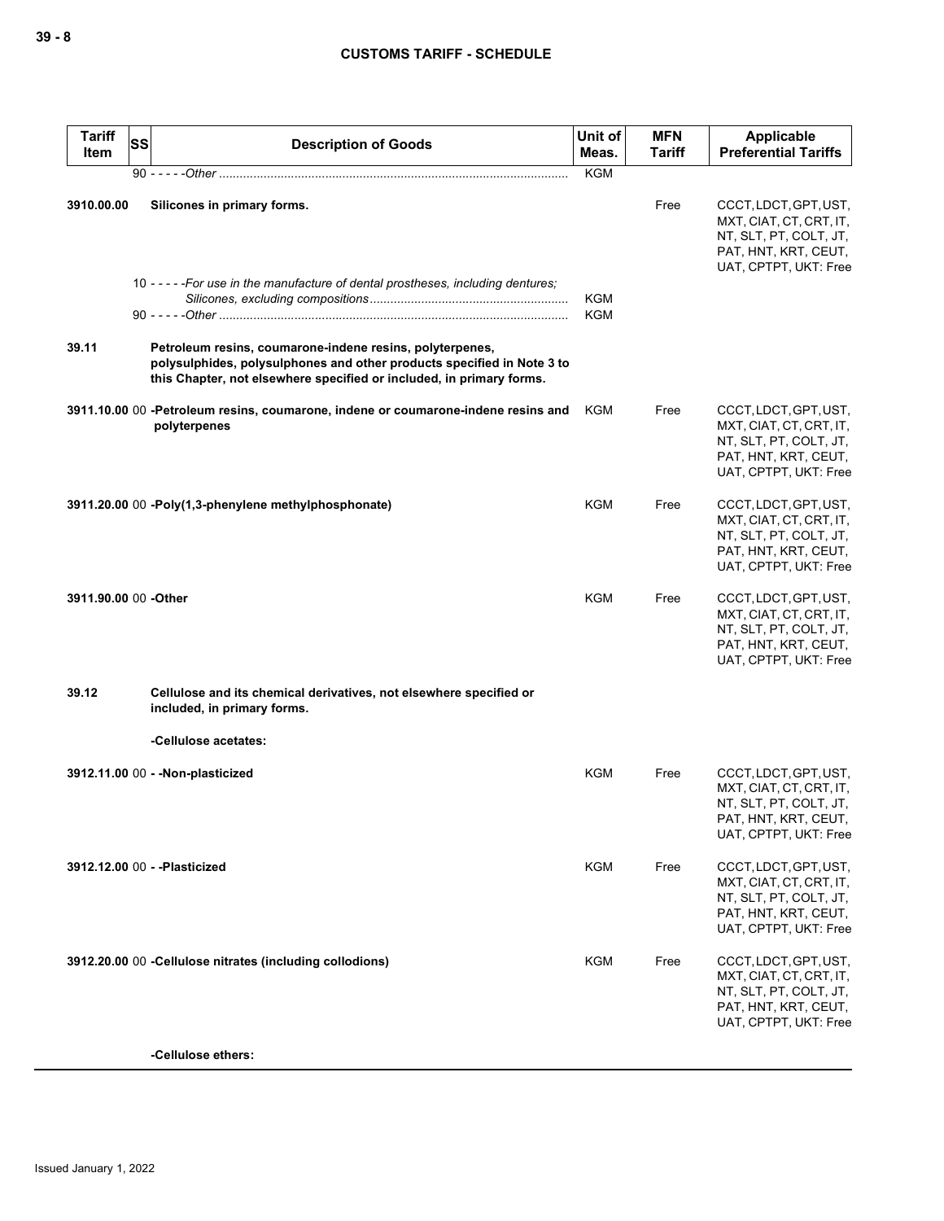| Tariff Item | SS | Description of Goods | Unit of Meas. | MFN Tariff | Applicable Preferential Tariffs |
|---|---|---|---|---|---|
| | | 90 - - - - -*Other* | KGM | | |
| **3910.00.00** | | **Silicones in primary forms.** | | Free | CCCT, LDCT, GPT, UST, MXT, CIAT, CT, CRT, IT, NT, SLT, PT, COLT, JT, PAT, HNT, KRT, CEUT, UAT, CPTPT, UKT: Free |
| | | 10 - - - - -*For use in the manufacture of dental prostheses, including dentures; Silicones, excluding compositions* | KGM | | |
| | | 90 - - - - -*Other* | KGM | | |
| **39.11** | | **Petroleum resins, coumarone-indene resins, polyterpenes, polysulphides, polysulphones and other products specified in Note 3 to this Chapter, not elsewhere specified or included, in primary forms.** | | | |
| **3911.10.00** | 00 | **-Petroleum resins, coumarone, indene or coumarone-indene resins and polyterpenes** | KGM | Free | CCCT, LDCT, GPT, UST, MXT, CIAT, CT, CRT, IT, NT, SLT, PT, COLT, JT, PAT, HNT, KRT, CEUT, UAT, CPTPT, UKT: Free |
| **3911.20.00** | 00 | **-Poly(1,3-phenylene methylphosphonate)** | KGM | Free | CCCT, LDCT, GPT, UST, MXT, CIAT, CT, CRT, IT, NT, SLT, PT, COLT, JT, PAT, HNT, KRT, CEUT, UAT, CPTPT, UKT: Free |
| **3911.90.00** | 00 | **-Other** | KGM | Free | CCCT, LDCT, GPT, UST, MXT, CIAT, CT, CRT, IT, NT, SLT, PT, COLT, JT, PAT, HNT, KRT, CEUT, UAT, CPTPT, UKT: Free |
| **39.12** | | **Cellulose and its chemical derivatives, not elsewhere specified or included, in primary forms.** | | | |
| | | **-Cellulose acetates:** | | | |
| **3912.11.00** | 00 | **- -Non-plasticized** | KGM | Free | CCCT, LDCT, GPT, UST, MXT, CIAT, CT, CRT, IT, NT, SLT, PT, COLT, JT, PAT, HNT, KRT, CEUT, UAT, CPTPT, UKT: Free |
| **3912.12.00** | 00 | **- -Plasticized** | KGM | Free | CCCT, LDCT, GPT, UST, MXT, CIAT, CT, CRT, IT, NT, SLT, PT, COLT, JT, PAT, HNT, KRT, CEUT, UAT, CPTPT, UKT: Free |
| **3912.20.00** | 00 | **-Cellulose nitrates (including collodions)** | KGM | Free | CCCT, LDCT, GPT, UST, MXT, CIAT, CT, CRT, IT, NT, SLT, PT, COLT, JT, PAT, HNT, KRT, CEUT, UAT, CPTPT, UKT: Free |
| | | **-Cellulose ethers:** | | | |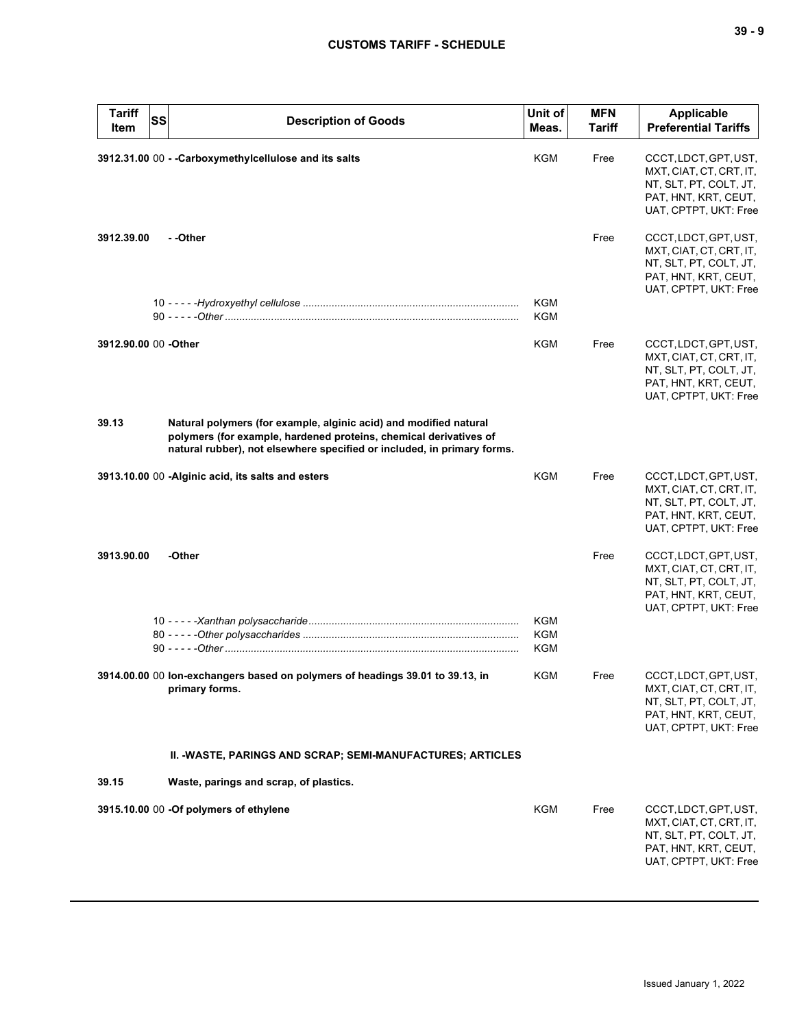| Tariff Item | SS | Description of Goods | Unit of Meas. | MFN Tariff | Applicable Preferential Tariffs |
|---|---|---|---|---|---|
| 3912.31.00 | 00 | **- -Carboxymethylcellulose and its salts** | KGM | Free | CCCT, LDCT, GPT, UST, MXT, CIAT, CT, CRT, IT, NT, SLT, PT, COLT, JT, PAT, HNT, KRT, CEUT, UAT, CPTPT, UKT: Free |
| 3912.39.00 | | **- -Other** | | Free | CCCT, LDCT, GPT, UST, MXT, CIAT, CT, CRT, IT, NT, SLT, PT, COLT, JT, PAT, HNT, KRT, CEUT, UAT, CPTPT, UKT: Free |
| | 10 | - - - - -*Hydroxyethyl cellulose* | KGM | | |
| | 90 | - - - - -*Other* | KGM | | |
| 3912.90.00 | 00 | **-Other** | KGM | Free | CCCT, LDCT, GPT, UST, MXT, CIAT, CT, CRT, IT, NT, SLT, PT, COLT, JT, PAT, HNT, KRT, CEUT, UAT, CPTPT, UKT: Free |
| 39.13 | | **Natural polymers (for example, alginic acid) and modified natural polymers (for example, hardened proteins, chemical derivatives of natural rubber), not elsewhere specified or included, in primary forms.** | | | |
| 3913.10.00 | 00 | **-Alginic acid, its salts and esters** | KGM | Free | CCCT, LDCT, GPT, UST, MXT, CIAT, CT, CRT, IT, NT, SLT, PT, COLT, JT, PAT, HNT, KRT, CEUT, UAT, CPTPT, UKT: Free |
| 3913.90.00 | | **-Other** | | Free | CCCT, LDCT, GPT, UST, MXT, CIAT, CT, CRT, IT, NT, SLT, PT, COLT, JT, PAT, HNT, KRT, CEUT, UAT, CPTPT, UKT: Free |
| | 10 | - - - - -*Xanthan polysaccharide* | KGM | | |
| | 80 | - - - - -*Other polysaccharides* | KGM | | |
| | 90 | - - - - -*Other* | KGM | | |
| 3914.00.00 | 00 | **Ion-exchangers based on polymers of headings 39.01 to 39.13, in primary forms.** | KGM | Free | CCCT, LDCT, GPT, UST, MXT, CIAT, CT, CRT, IT, NT, SLT, PT, COLT, JT, PAT, HNT, KRT, CEUT, UAT, CPTPT, UKT: Free |
| | | **II. -WASTE, PARINGS AND SCRAP; SEMI-MANUFACTURES; ARTICLES** | | | |
| 39.15 | | **Waste, parings and scrap, of plastics.** | | | |
| 3915.10.00 | 00 | **-Of polymers of ethylene** | KGM | Free | CCCT, LDCT, GPT, UST, MXT, CIAT, CT, CRT, IT, NT, SLT, PT, COLT, JT, PAT, HNT, KRT, CEUT, UAT, CPTPT, UKT: Free |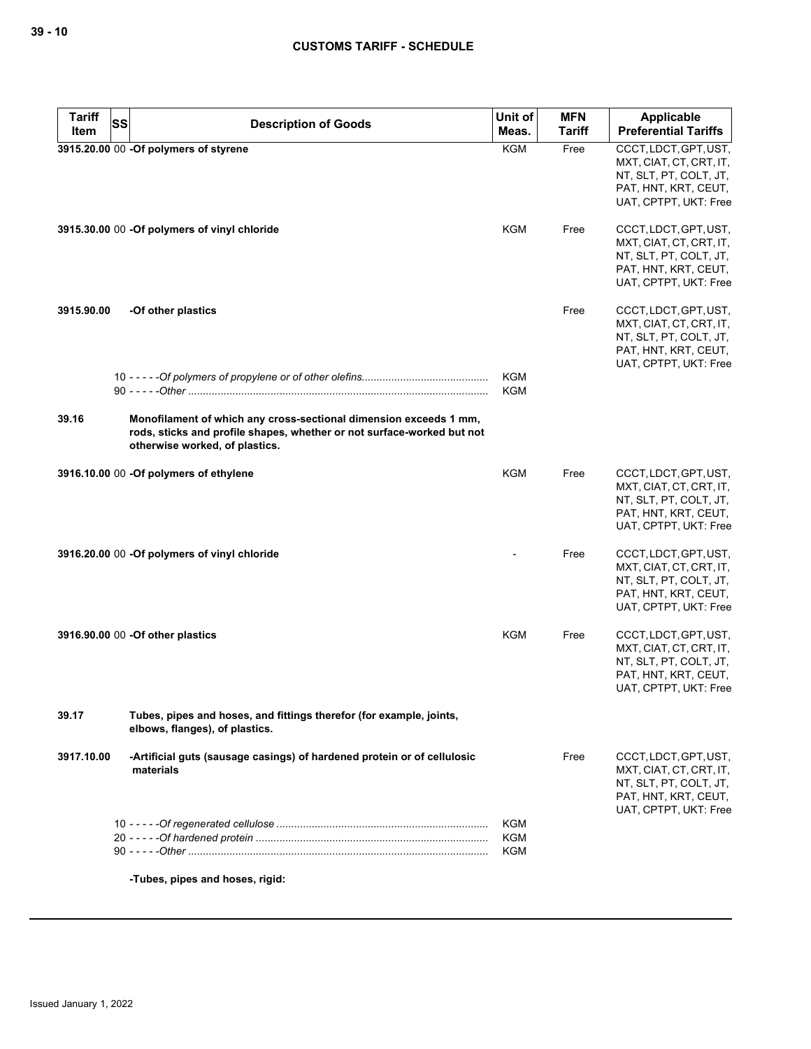| Tariff Item | SS | Description of Goods | Unit of Meas. | MFN Tariff | Applicable Preferential Tariffs |
|---|---|---|---|---|---|
| 3915.20.00 | 00 | **-Of polymers of styrene** | KGM | Free | CCCT, LDCT, GPT, UST, MXT, CIAT, CT, CRT, IT, NT, SLT, PT, COLT, JT, PAT, HNT, KRT, CEUT, UAT, CPTPT, UKT: Free |
| 3915.30.00 | 00 | **-Of polymers of vinyl chloride** | KGM | Free | CCCT, LDCT, GPT, UST, MXT, CIAT, CT, CRT, IT, NT, SLT, PT, COLT, JT, PAT, HNT, KRT, CEUT, UAT, CPTPT, UKT: Free |
| 3915.90.00 | | **-Of other plastics** | | Free | CCCT, LDCT, GPT, UST, MXT, CIAT, CT, CRT, IT, NT, SLT, PT, COLT, JT, PAT, HNT, KRT, CEUT, UAT, CPTPT, UKT: Free |
| | 10 | - - - - -*Of polymers of propylene or of other olefins* | KGM | | |
| | 90 | - - - - -*Other* | KGM | | |
| 39.16 | | **Monofilament of which any cross-sectional dimension exceeds 1 mm, rods, sticks and profile shapes, whether or not surface-worked but not otherwise worked, of plastics.** | | | |
| 3916.10.00 | 00 | **-Of polymers of ethylene** | KGM | Free | CCCT, LDCT, GPT, UST, MXT, CIAT, CT, CRT, IT, NT, SLT, PT, COLT, JT, PAT, HNT, KRT, CEUT, UAT, CPTPT, UKT: Free |
| 3916.20.00 | 00 | **-Of polymers of vinyl chloride** | - | Free | CCCT, LDCT, GPT, UST, MXT, CIAT, CT, CRT, IT, NT, SLT, PT, COLT, JT, PAT, HNT, KRT, CEUT, UAT, CPTPT, UKT: Free |
| 3916.90.00 | 00 | **-Of other plastics** | KGM | Free | CCCT, LDCT, GPT, UST, MXT, CIAT, CT, CRT, IT, NT, SLT, PT, COLT, JT, PAT, HNT, KRT, CEUT, UAT, CPTPT, UKT: Free |
| 39.17 | | **Tubes, pipes and hoses, and fittings therefor (for example, joints, elbows, flanges), of plastics.** | | | |
| 3917.10.00 | | **-Artificial guts (sausage casings) of hardened protein or of cellulosic materials** | | Free | CCCT, LDCT, GPT, UST, MXT, CIAT, CT, CRT, IT, NT, SLT, PT, COLT, JT, PAT, HNT, KRT, CEUT, UAT, CPTPT, UKT: Free |
| | 10 | - - - - -*Of regenerated cellulose* | KGM | | |
| | 20 | - - - - -*Of hardened protein* | KGM | | |
| | 90 | - - - - -*Other* | KGM | | |
| | | **-Tubes, pipes and hoses, rigid:** | | | |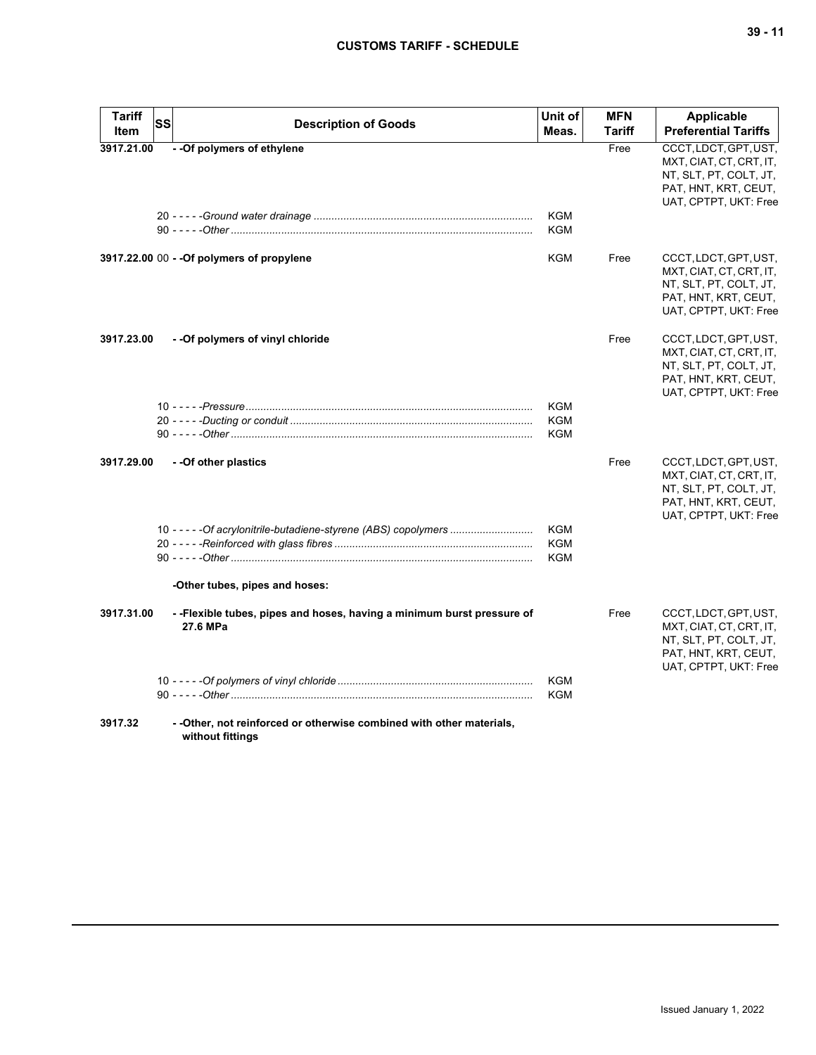| Tariff Item | SS | Description of Goods | Unit of Meas. | MFN Tariff | Applicable Preferential Tariffs |
|---|---|---|---|---|---|
| 3917.21.00 | | - -Of polymers of ethylene | | Free | CCCT, LDCT, GPT, UST, MXT, CIAT, CT, CRT, IT, NT, SLT, PT, COLT, JT, PAT, HNT, KRT, CEUT, UAT, CPTPT, UKT: Free |
| | | 20 - - - - -*Ground water drainage* | KGM | | |
| | | 90 - - - - -*Other* | KGM | | |
| 3917.22.00 | 00 | - -Of polymers of propylene | KGM | Free | CCCT, LDCT, GPT, UST, MXT, CIAT, CT, CRT, IT, NT, SLT, PT, COLT, JT, PAT, HNT, KRT, CEUT, UAT, CPTPT, UKT: Free |
| 3917.23.00 | | - -Of polymers of vinyl chloride | | Free | CCCT, LDCT, GPT, UST, MXT, CIAT, CT, CRT, IT, NT, SLT, PT, COLT, JT, PAT, HNT, KRT, CEUT, UAT, CPTPT, UKT: Free |
| | | 10 - - - - -*Pressure* | KGM | | |
| | | 20 - - - - -*Ducting or conduit* | KGM | | |
| | | 90 - - - - -*Other* | KGM | | |
| 3917.29.00 | | - -Of other plastics | | Free | CCCT, LDCT, GPT, UST, MXT, CIAT, CT, CRT, IT, NT, SLT, PT, COLT, JT, PAT, HNT, KRT, CEUT, UAT, CPTPT, UKT: Free |
| | | 10 - - - - -*Of acrylonitrile-butadiene-styrene (ABS) copolymers* | KGM | | |
| | | 20 - - - - -*Reinforced with glass fibres* | KGM | | |
| | | 90 - - - - -*Other* | KGM | | |
| | | -Other tubes, pipes and hoses: | | | |
| 3917.31.00 | | - -Flexible tubes, pipes and hoses, having a minimum burst pressure of 27.6 MPa | | Free | CCCT, LDCT, GPT, UST, MXT, CIAT, CT, CRT, IT, NT, SLT, PT, COLT, JT, PAT, HNT, KRT, CEUT, UAT, CPTPT, UKT: Free |
| | | 10 - - - - -*Of polymers of vinyl chloride* | KGM | | |
| | | 90 - - - - -*Other* | KGM | | |
| 3917.32 | | - -Other, not reinforced or otherwise combined with other materials, without fittings | | | |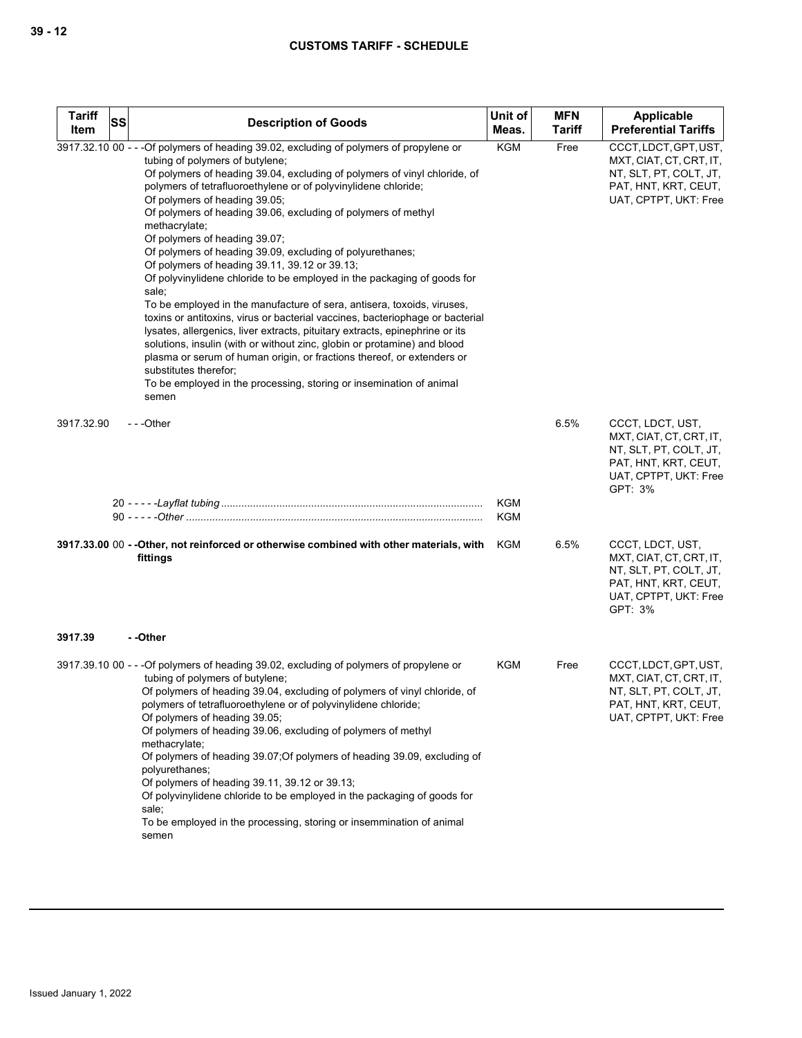| Tariff Item | SS | Description of Goods | Unit of Meas. | MFN Tariff | Applicable Preferential Tariffs |
|---|---|---|---|---|---|
| 3917.32.10 | 00 | - - -Of polymers of heading 39.02, excluding of polymers of propylene or tubing of polymers of butylene;<br>Of polymers of heading 39.04, excluding of polymers of vinyl chloride, of polymers of tetrafluoroethylene or of polyvinylidene chloride;<br>Of polymers of heading 39.05;<br>Of polymers of heading 39.06, excluding of polymers of methyl methacrylate;<br>Of polymers of heading 39.07;<br>Of polymers of heading 39.09, excluding of polyurethanes;<br>Of polymers of heading 39.11, 39.12 or 39.13;<br>Of polyvinylidene chloride to be employed in the packaging of goods for sale;<br>To be employed in the manufacture of sera, antisera, toxoids, viruses, toxins or antitoxins, virus or bacterial vaccines, bacteriophage or bacterial lysates, allergenics, liver extracts, pituitary extracts, epinephrine or its solutions, insulin (with or without zinc, globin or protamine) and blood plasma or serum of human origin, or fractions thereof, or extenders or substitutes therefor;<br>To be employed in the processing, storing or insemination of animal semen | KGM | Free | CCCT, LDCT, GPT, UST, MXT, CIAT, CT, CRT, IT, NT, SLT, PT, COLT, JT, PAT, HNT, KRT, CEUT, UAT, CPTPT, UKT: Free |
| 3917.32.90 | | - - -Other | | 6.5% | CCCT, LDCT, UST, MXT, CIAT, CT, CRT, IT, NT, SLT, PT, COLT, JT, PAT, HNT, KRT, CEUT, UAT, CPTPT, UKT: Free<br>GPT: 3% |
| | 20 | - - - - -*Layflat tubing* | KGM | | |
| | 90 | - - - - -*Other* | KGM | | |
| **3917.33.00** | 00 | **- -Other, not reinforced or otherwise combined with other materials, with fittings** | KGM | 6.5% | CCCT, LDCT, UST, MXT, CIAT, CT, CRT, IT, NT, SLT, PT, COLT, JT, PAT, HNT, KRT, CEUT, UAT, CPTPT, UKT: Free<br>GPT: 3% |
| **3917.39** | | **- -Other** | | | |
| 3917.39.10 | 00 | - - -Of polymers of heading 39.02, excluding of polymers of propylene or tubing of polymers of butylene;<br>Of polymers of heading 39.04, excluding of polymers of vinyl chloride, of polymers of tetrafluoroethylene or of polyvinylidene chloride;<br>Of polymers of heading 39.05;<br>Of polymers of heading 39.06, excluding of polymers of methyl methacrylate;<br>Of polymers of heading 39.07;Of polymers of heading 39.09, excluding of polyurethanes;<br>Of polymers of heading 39.11, 39.12 or 39.13;<br>Of polyvinylidene chloride to be employed in the packaging of goods for sale;<br>To be employed in the processing, storing or insemmination of animal semen | KGM | Free | CCCT, LDCT, GPT, UST, MXT, CIAT, CT, CRT, IT, NT, SLT, PT, COLT, JT, PAT, HNT, KRT, CEUT, UAT, CPTPT, UKT: Free |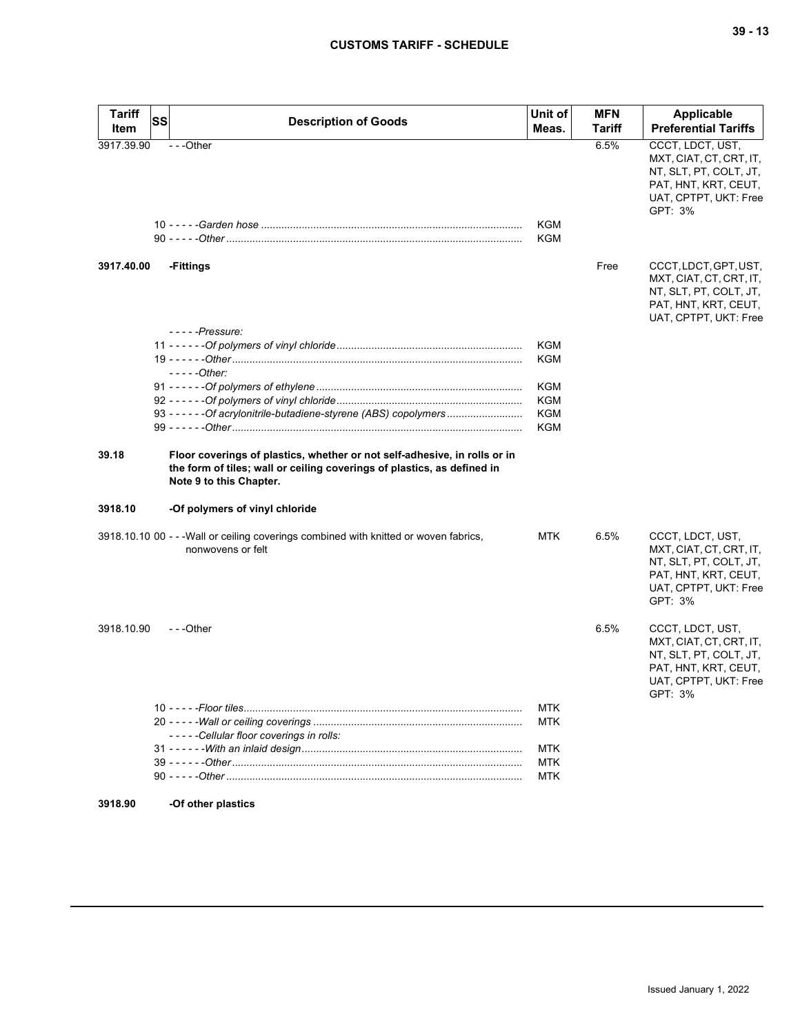| Tariff Item | SS | Description of Goods | Unit of Meas. | MFN Tariff | Applicable Preferential Tariffs |
|---|---|---|---|---|---|
| 3917.39.90 | | - - -Other | | 6.5% | CCCT, LDCT, UST, MXT, CIAT, CT, CRT, IT, NT, SLT, PT, COLT, JT, PAT, HNT, KRT, CEUT, UAT, CPTPT, UKT: Free GPT: 3% |
| | | 10 - - - - -*Garden hose* | KGM | | |
| | | 90 - - - - -*Other* | KGM | | |
| **3917.40.00** | | **-Fittings** | | Free | CCCT, LDCT, GPT, UST, MXT, CIAT, CT, CRT, IT, NT, SLT, PT, COLT, JT, PAT, HNT, KRT, CEUT, UAT, CPTPT, UKT: Free |
| | | - - - - -*Pressure:* | | | |
| | | 11 - - - - - -*Of polymers of vinyl chloride* | KGM | | |
| | | 19 - - - - - -*Other* | KGM | | |
| | | - - - - -*Other:* | | | |
| | | 91 - - - - - -*Of polymers of ethylene* | KGM | | |
| | | 92 - - - - - -*Of polymers of vinyl chloride* | KGM | | |
| | | 93 - - - - - -*Of acrylonitrile-butadiene-styrene (ABS) copolymers* | KGM | | |
| | | 99 - - - - - -*Other* | KGM | | |
| **39.18** | | **Floor coverings of plastics, whether or not self-adhesive, in rolls or in the form of tiles; wall or ceiling coverings of plastics, as defined in Note 9 to this Chapter.** | | | |
| **3918.10** | | **-Of polymers of vinyl chloride** | | | |
| 3918.10.10 | 00 | - - -Wall or ceiling coverings combined with knitted or woven fabrics, nonwovens or felt | MTK | 6.5% | CCCT, LDCT, UST, MXT, CIAT, CT, CRT, IT, NT, SLT, PT, COLT, JT, PAT, HNT, KRT, CEUT, UAT, CPTPT, UKT: Free GPT: 3% |
| 3918.10.90 | | - - -Other | | 6.5% | CCCT, LDCT, UST, MXT, CIAT, CT, CRT, IT, NT, SLT, PT, COLT, JT, PAT, HNT, KRT, CEUT, UAT, CPTPT, UKT: Free GPT: 3% |
| | | 10 - - - - -*Floor tiles* | MTK | | |
| | | 20 - - - - -*Wall or ceiling coverings* | MTK | | |
| | | - - - - -*Cellular floor coverings in rolls:* | | | |
| | | 31 - - - - - -*With an inlaid design* | MTK | | |
| | | 39 - - - - - -*Other* | MTK | | |
| | | 90 - - - - -*Other* | MTK | | |
| **3918.90** | | **-Of other plastics** | | | |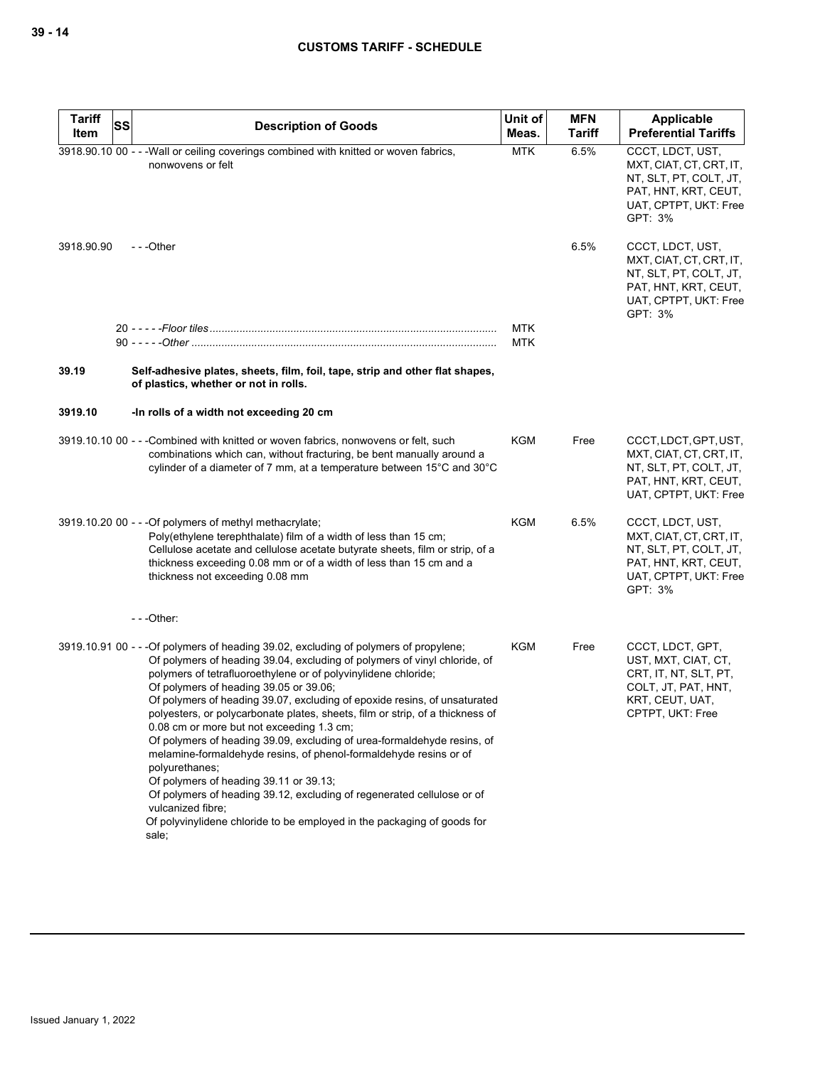| Tariff Item | SS | Description of Goods | Unit of Meas. | MFN Tariff | Applicable Preferential Tariffs |
|---|---|---|---|---|---|
| 3918.90.10 | 00 | - - -Wall or ceiling coverings combined with knitted or woven fabrics, nonwovens or felt | MTK | 6.5% | CCCT, LDCT, UST, MXT, CIAT, CT, CRT, IT, NT, SLT, PT, COLT, JT, PAT, HNT, KRT, CEUT, UAT, CPTPT, UKT: Free<br>GPT: 3% |
| 3918.90.90 | | - - -Other | | 6.5% | CCCT, LDCT, UST, MXT, CIAT, CT, CRT, IT, NT, SLT, PT, COLT, JT, PAT, HNT, KRT, CEUT, UAT, CPTPT, UKT: Free<br>GPT: 3% |
| | 20 | - - - - -*Floor tiles* | MTK | | |
| | 90 | - - - - -*Other* | MTK | | |
| **39.19** | | **Self-adhesive plates, sheets, film, foil, tape, strip and other flat shapes, of plastics, whether or not in rolls.** | | | |
| **3919.10** | | **-In rolls of a width not exceeding 20 cm** | | | |
| 3919.10.10 | 00 | - - -Combined with knitted or woven fabrics, nonwovens or felt, such combinations which can, without fracturing, be bent manually around a cylinder of a diameter of 7 mm, at a temperature between 15°C and 30°C | KGM | Free | CCCT, LDCT, GPT, UST, MXT, CIAT, CT, CRT, IT, NT, SLT, PT, COLT, JT, PAT, HNT, KRT, CEUT, UAT, CPTPT, UKT: Free |
| 3919.10.20 | 00 | - - -Of polymers of methyl methacrylate;<br>Poly(ethylene terephthalate) film of a width of less than 15 cm;<br>Cellulose acetate and cellulose acetate butyrate sheets, film or strip, of a thickness exceeding 0.08 mm or of a width of less than 15 cm and a thickness not exceeding 0.08 mm | KGM | 6.5% | CCCT, LDCT, UST, MXT, CIAT, CT, CRT, IT, NT, SLT, PT, COLT, JT, PAT, HNT, KRT, CEUT, UAT, CPTPT, UKT: Free<br>GPT: 3% |
| | | - - -Other: | | | |
| 3919.10.91 | 00 | - - -Of polymers of heading 39.02, excluding of polymers of propylene;<br>Of polymers of heading 39.04, excluding of polymers of vinyl chloride, of polymers of tetrafluoroethylene or of polyvinylidene chloride;<br>Of polymers of heading 39.05 or 39.06;<br>Of polymers of heading 39.07, excluding of epoxide resins, of unsaturated polyesters, or polycarbonate plates, sheets, film or strip, of a thickness of 0.08 cm or more but not exceeding 1.3 cm;<br>Of polymers of heading 39.09, excluding of urea-formaldehyde resins, of melamine-formaldehyde resins, of phenol-formaldehyde resins or of polyurethanes;<br>Of polymers of heading 39.11 or 39.13;<br>Of polymers of heading 39.12, excluding of regenerated cellulose or of vulcanized fibre;<br>Of polyvinylidene chloride to be employed in the packaging of goods for sale; | KGM | Free | CCCT, LDCT, GPT, UST, MXT, CIAT, CT, CRT, IT, NT, SLT, PT, COLT, JT, PAT, HNT, KRT, CEUT, UAT, CPTPT, UKT: Free |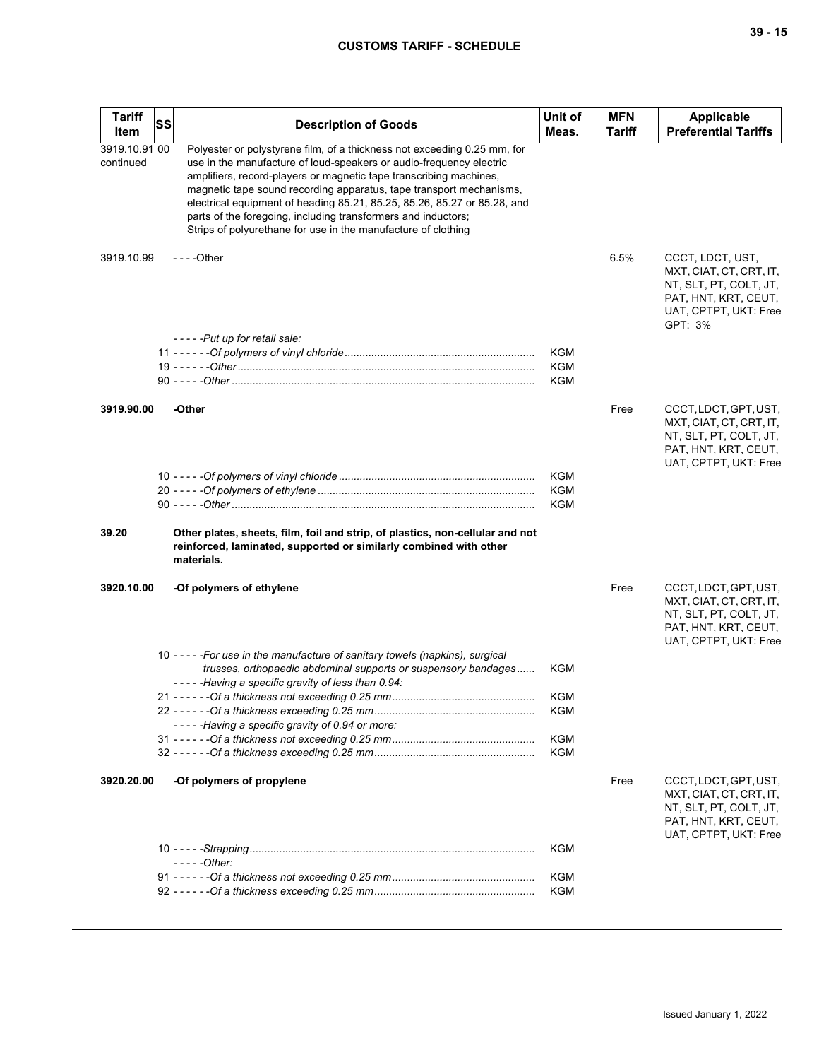| Tariff Item | SS | Description of Goods | Unit of Meas. | MFN Tariff | Applicable Preferential Tariffs |
|---|---|---|---|---|---|
| 3919.10.91 00 continued | | Polyester or polystyrene film, of a thickness not exceeding 0.25 mm, for use in the manufacture of loud-speakers or audio-frequency electric amplifiers, record-players or magnetic tape transcribing machines, magnetic tape sound recording apparatus, tape transport mechanisms, electrical equipment of heading 85.21, 85.25, 85.26, 85.27 or 85.28, and parts of the foregoing, including transformers and inductors;<br>Strips of polyurethane for use in the manufacture of clothing | | | |
| 3919.10.99 | | - - - -Other | | 6.5% | CCCT, LDCT, UST, MXT, CIAT, CT, CRT, IT, NT, SLT, PT, COLT, JT, PAT, HNT, KRT, CEUT, UAT, CPTPT, UKT: Free<br>GPT: 3% |
| | | *- - - - -Put up for retail sale:* | | | |
| | 11 | *- - - - - -Of polymers of vinyl chloride* | KGM | | |
| | 19 | *- - - - - -Other* | KGM | | |
| | 90 | *- - - - -Other* | KGM | | |
| **3919.90.00** | | **-Other** | | Free | CCCT, LDCT, GPT, UST, MXT, CIAT, CT, CRT, IT, NT, SLT, PT, COLT, JT, PAT, HNT, KRT, CEUT, UAT, CPTPT, UKT: Free |
| | 10 | *- - - - -Of polymers of vinyl chloride* | KGM | | |
| | 20 | *- - - - -Of polymers of ethylene* | KGM | | |
| | 90 | *- - - - -Other* | KGM | | |
| **39.20** | | **Other plates, sheets, film, foil and strip, of plastics, non-cellular and not reinforced, laminated, supported or similarly combined with other materials.** | | | |
| **3920.10.00** | | **-Of polymers of ethylene** | | Free | CCCT, LDCT, GPT, UST, MXT, CIAT, CT, CRT, IT, NT, SLT, PT, COLT, JT, PAT, HNT, KRT, CEUT, UAT, CPTPT, UKT: Free |
| | 10 | *- - - - -For use in the manufacture of sanitary towels (napkins), surgical trusses, orthopaedic abdominal supports or suspensory bandages* | KGM | | |
| | | *- - - - -Having a specific gravity of less than 0.94:* | | | |
| | 21 | *- - - - - -Of a thickness not exceeding 0.25 mm* | KGM | | |
| | 22 | *- - - - - -Of a thickness exceeding 0.25 mm* | KGM | | |
| | | *- - - - -Having a specific gravity of 0.94 or more:* | | | |
| | 31 | *- - - - - -Of a thickness not exceeding 0.25 mm* | KGM | | |
| | 32 | *- - - - - -Of a thickness exceeding 0.25 mm* | KGM | | |
| **3920.20.00** | | **-Of polymers of propylene** | | Free | CCCT, LDCT, GPT, UST, MXT, CIAT, CT, CRT, IT, NT, SLT, PT, COLT, JT, PAT, HNT, KRT, CEUT, UAT, CPTPT, UKT: Free |
| | 10 | *- - - - -Strapping* | KGM | | |
| | | *- - - - -Other:* | | | |
| | 91 | *- - - - - -Of a thickness not exceeding 0.25 mm* | KGM | | |
| | 92 | *- - - - - -Of a thickness exceeding 0.25 mm* | KGM | | |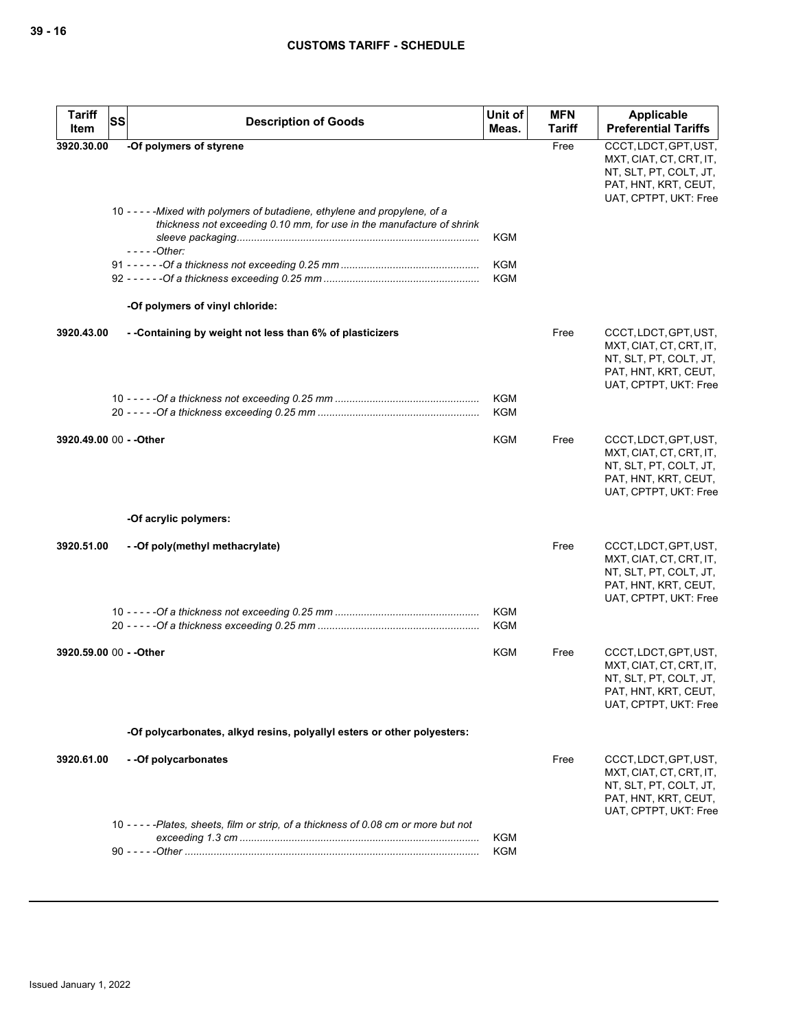| Tariff Item | SS | Description of Goods | Unit of Meas. | MFN Tariff | Applicable Preferential Tariffs |
|---|---|---|---|---|---|
| 3920.30.00 | | **-Of polymers of styrene** | | Free | CCCT, LDCT, GPT, UST, MXT, CIAT, CT, CRT, IT, NT, SLT, PT, COLT, JT, PAT, HNT, KRT, CEUT, UAT, CPTPT, UKT: Free |
| | 10 | - - - - -*Mixed with polymers of butadiene, ethylene and propylene, of a thickness not exceeding 0.10 mm, for use in the manufacture of shrink sleeve packaging* | KGM | | |
| | | - - - - -*Other:* | | | |
| | 91 | - - - - - -*Of a thickness not exceeding 0.25 mm* | KGM | | |
| | 92 | - - - - - -*Of a thickness exceeding 0.25 mm* | KGM | | |
| | | **-Of polymers of vinyl chloride:** | | | |
| 3920.43.00 | | **- -Containing by weight not less than 6% of plasticizers** | | Free | CCCT, LDCT, GPT, UST, MXT, CIAT, CT, CRT, IT, NT, SLT, PT, COLT, JT, PAT, HNT, KRT, CEUT, UAT, CPTPT, UKT: Free |
| | 10 | - - - - -*Of a thickness not exceeding 0.25 mm* | KGM | | |
| | 20 | - - - - -*Of a thickness exceeding 0.25 mm* | KGM | | |
| 3920.49.00 | 00 | **- -Other** | KGM | Free | CCCT, LDCT, GPT, UST, MXT, CIAT, CT, CRT, IT, NT, SLT, PT, COLT, JT, PAT, HNT, KRT, CEUT, UAT, CPTPT, UKT: Free |
| | | **-Of acrylic polymers:** | | | |
| 3920.51.00 | | **- -Of poly(methyl methacrylate)** | | Free | CCCT, LDCT, GPT, UST, MXT, CIAT, CT, CRT, IT, NT, SLT, PT, COLT, JT, PAT, HNT, KRT, CEUT, UAT, CPTPT, UKT: Free |
| | 10 | - - - - -*Of a thickness not exceeding 0.25 mm* | KGM | | |
| | 20 | - - - - -*Of a thickness exceeding 0.25 mm* | KGM | | |
| 3920.59.00 | 00 | **- -Other** | KGM | Free | CCCT, LDCT, GPT, UST, MXT, CIAT, CT, CRT, IT, NT, SLT, PT, COLT, JT, PAT, HNT, KRT, CEUT, UAT, CPTPT, UKT: Free |
| | | **-Of polycarbonates, alkyd resins, polyallyl esters or other polyesters:** | | | |
| 3920.61.00 | | **- -Of polycarbonates** | | Free | CCCT, LDCT, GPT, UST, MXT, CIAT, CT, CRT, IT, NT, SLT, PT, COLT, JT, PAT, HNT, KRT, CEUT, UAT, CPTPT, UKT: Free |
| | 10 | - - - - -*Plates, sheets, film or strip, of a thickness of 0.08 cm or more but not exceeding 1.3 cm* | KGM | | |
| | 90 | - - - - -*Other* | KGM | | |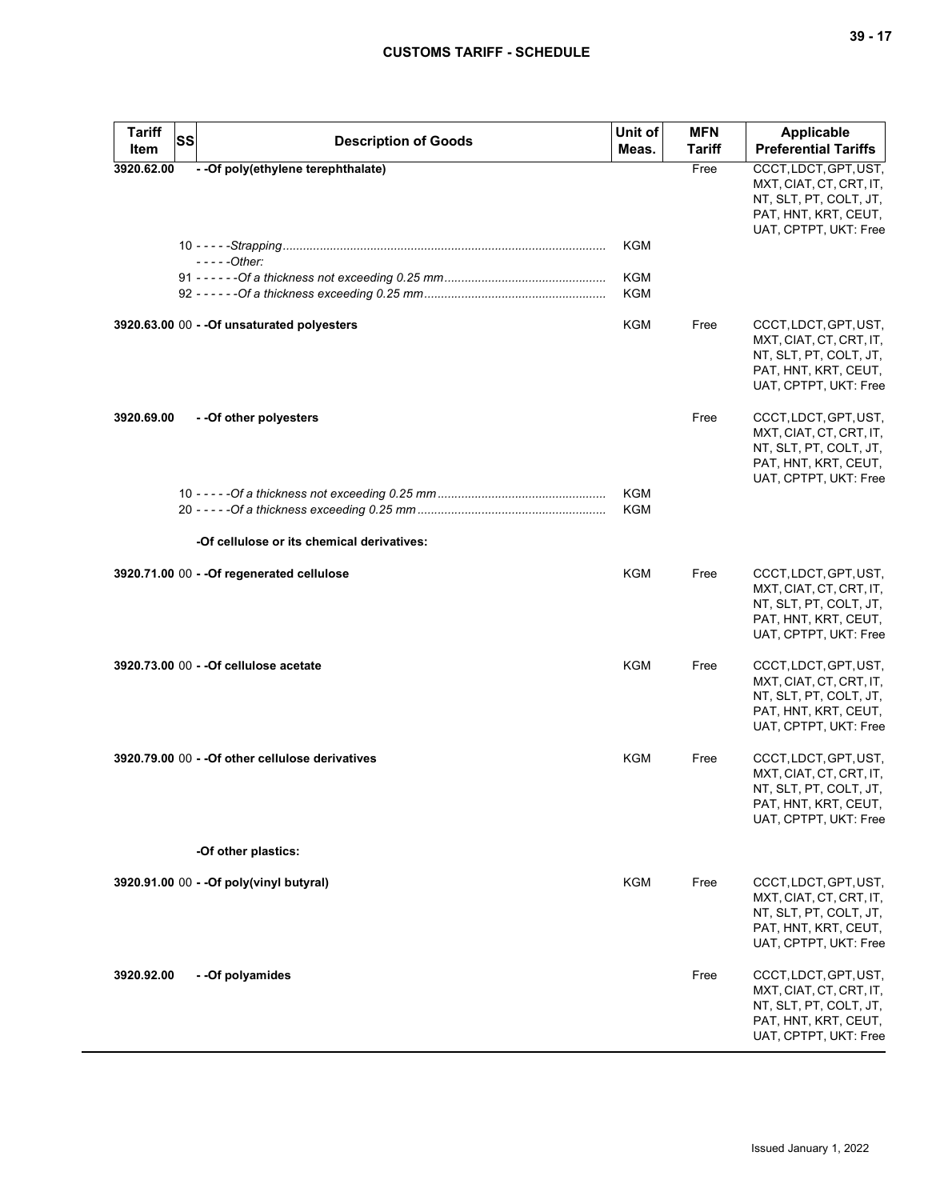| Tariff Item | SS | Description of Goods | Unit of Meas. | MFN Tariff | Applicable Preferential Tariffs |
|---|---|---|---|---|---|
| 3920.62.00 | | - -Of poly(ethylene terephthalate) | | Free | CCCT, LDCT, GPT, UST, MXT, CIAT, CT, CRT, IT, NT, SLT, PT, COLT, JT, PAT, HNT, KRT, CEUT, UAT, CPTPT, UKT: Free |
| | 10 | - - - - -*Strapping* | KGM | | |
| | | - - - - -*Other:* | | | |
| | 91 | - - - - - -*Of a thickness not exceeding 0.25 mm* | KGM | | |
| | 92 | - - - - - -*Of a thickness exceeding 0.25 mm* | KGM | | |
| 3920.63.00 | 00 | - -Of unsaturated polyesters | KGM | Free | CCCT, LDCT, GPT, UST, MXT, CIAT, CT, CRT, IT, NT, SLT, PT, COLT, JT, PAT, HNT, KRT, CEUT, UAT, CPTPT, UKT: Free |
| 3920.69.00 | | - -Of other polyesters | | Free | CCCT, LDCT, GPT, UST, MXT, CIAT, CT, CRT, IT, NT, SLT, PT, COLT, JT, PAT, HNT, KRT, CEUT, UAT, CPTPT, UKT: Free |
| | 10 | - - - - -*Of a thickness not exceeding 0.25 mm* | KGM | | |
| | 20 | - - - - -*Of a thickness exceeding 0.25 mm* | KGM | | |
| | | -Of cellulose or its chemical derivatives: | | | |
| 3920.71.00 | 00 | - -Of regenerated cellulose | KGM | Free | CCCT, LDCT, GPT, UST, MXT, CIAT, CT, CRT, IT, NT, SLT, PT, COLT, JT, PAT, HNT, KRT, CEUT, UAT, CPTPT, UKT: Free |
| 3920.73.00 | 00 | - -Of cellulose acetate | KGM | Free | CCCT, LDCT, GPT, UST, MXT, CIAT, CT, CRT, IT, NT, SLT, PT, COLT, JT, PAT, HNT, KRT, CEUT, UAT, CPTPT, UKT: Free |
| 3920.79.00 | 00 | - -Of other cellulose derivatives | KGM | Free | CCCT, LDCT, GPT, UST, MXT, CIAT, CT, CRT, IT, NT, SLT, PT, COLT, JT, PAT, HNT, KRT, CEUT, UAT, CPTPT, UKT: Free |
| | | -Of other plastics: | | | |
| 3920.91.00 | 00 | - -Of poly(vinyl butyral) | KGM | Free | CCCT, LDCT, GPT, UST, MXT, CIAT, CT, CRT, IT, NT, SLT, PT, COLT, JT, PAT, HNT, KRT, CEUT, UAT, CPTPT, UKT: Free |
| 3920.92.00 | | - -Of polyamides | | Free | CCCT, LDCT, GPT, UST, MXT, CIAT, CT, CRT, IT, NT, SLT, PT, COLT, JT, PAT, HNT, KRT, CEUT, UAT, CPTPT, UKT: Free |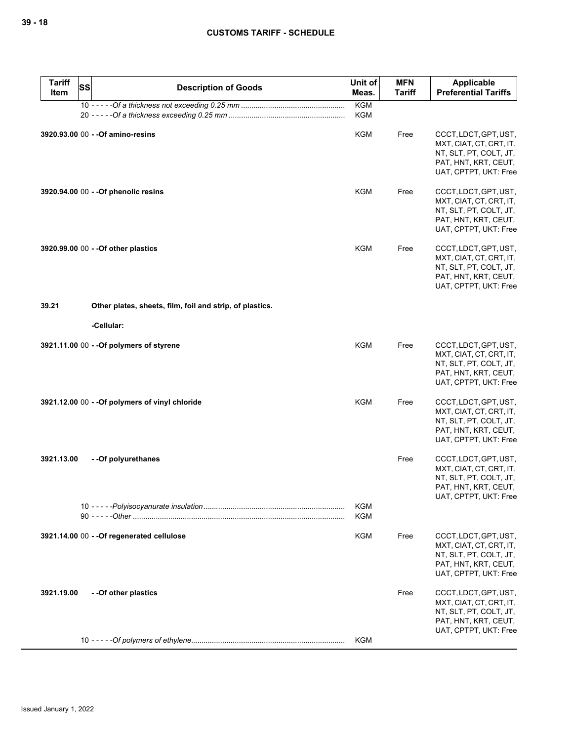| Tariff Item | SS | Description of Goods | Unit of Meas. | MFN Tariff | Applicable Preferential Tariffs |
|---|---|---|---|---|---|
| | | 10 - - - - -*Of a thickness not exceeding 0.25 mm* | KGM | | |
| | | 20 - - - - -*Of a thickness exceeding 0.25 mm* | KGM | | |
| **3920.93.00** | 00 | **- -Of amino-resins** | KGM | Free | CCCT, LDCT, GPT, UST, MXT, CIAT, CT, CRT, IT, NT, SLT, PT, COLT, JT, PAT, HNT, KRT, CEUT, UAT, CPTPT, UKT: Free |
| **3920.94.00** | 00 | **- -Of phenolic resins** | KGM | Free | CCCT, LDCT, GPT, UST, MXT, CIAT, CT, CRT, IT, NT, SLT, PT, COLT, JT, PAT, HNT, KRT, CEUT, UAT, CPTPT, UKT: Free |
| **3920.99.00** | 00 | **- -Of other plastics** | KGM | Free | CCCT, LDCT, GPT, UST, MXT, CIAT, CT, CRT, IT, NT, SLT, PT, COLT, JT, PAT, HNT, KRT, CEUT, UAT, CPTPT, UKT: Free |
| **39.21** | | **Other plates, sheets, film, foil and strip, of plastics.** | | | |
| | | **-Cellular:** | | | |
| **3921.11.00** | 00 | **- -Of polymers of styrene** | KGM | Free | CCCT, LDCT, GPT, UST, MXT, CIAT, CT, CRT, IT, NT, SLT, PT, COLT, JT, PAT, HNT, KRT, CEUT, UAT, CPTPT, UKT: Free |
| **3921.12.00** | 00 | **- -Of polymers of vinyl chloride** | KGM | Free | CCCT, LDCT, GPT, UST, MXT, CIAT, CT, CRT, IT, NT, SLT, PT, COLT, JT, PAT, HNT, KRT, CEUT, UAT, CPTPT, UKT: Free |
| **3921.13.00** | | **- -Of polyurethanes** | | Free | CCCT, LDCT, GPT, UST, MXT, CIAT, CT, CRT, IT, NT, SLT, PT, COLT, JT, PAT, HNT, KRT, CEUT, UAT, CPTPT, UKT: Free |
| | | 10 - - - - -*Polyisocyanurate insulation* | KGM | | |
| | | 90 - - - - -*Other* | KGM | | |
| **3921.14.00** | 00 | **- -Of regenerated cellulose** | KGM | Free | CCCT, LDCT, GPT, UST, MXT, CIAT, CT, CRT, IT, NT, SLT, PT, COLT, JT, PAT, HNT, KRT, CEUT, UAT, CPTPT, UKT: Free |
| **3921.19.00** | | **- -Of other plastics** | | Free | CCCT, LDCT, GPT, UST, MXT, CIAT, CT, CRT, IT, NT, SLT, PT, COLT, JT, PAT, HNT, KRT, CEUT, UAT, CPTPT, UKT: Free |
| | | 10 - - - - -*Of polymers of ethylene* | KGM | | |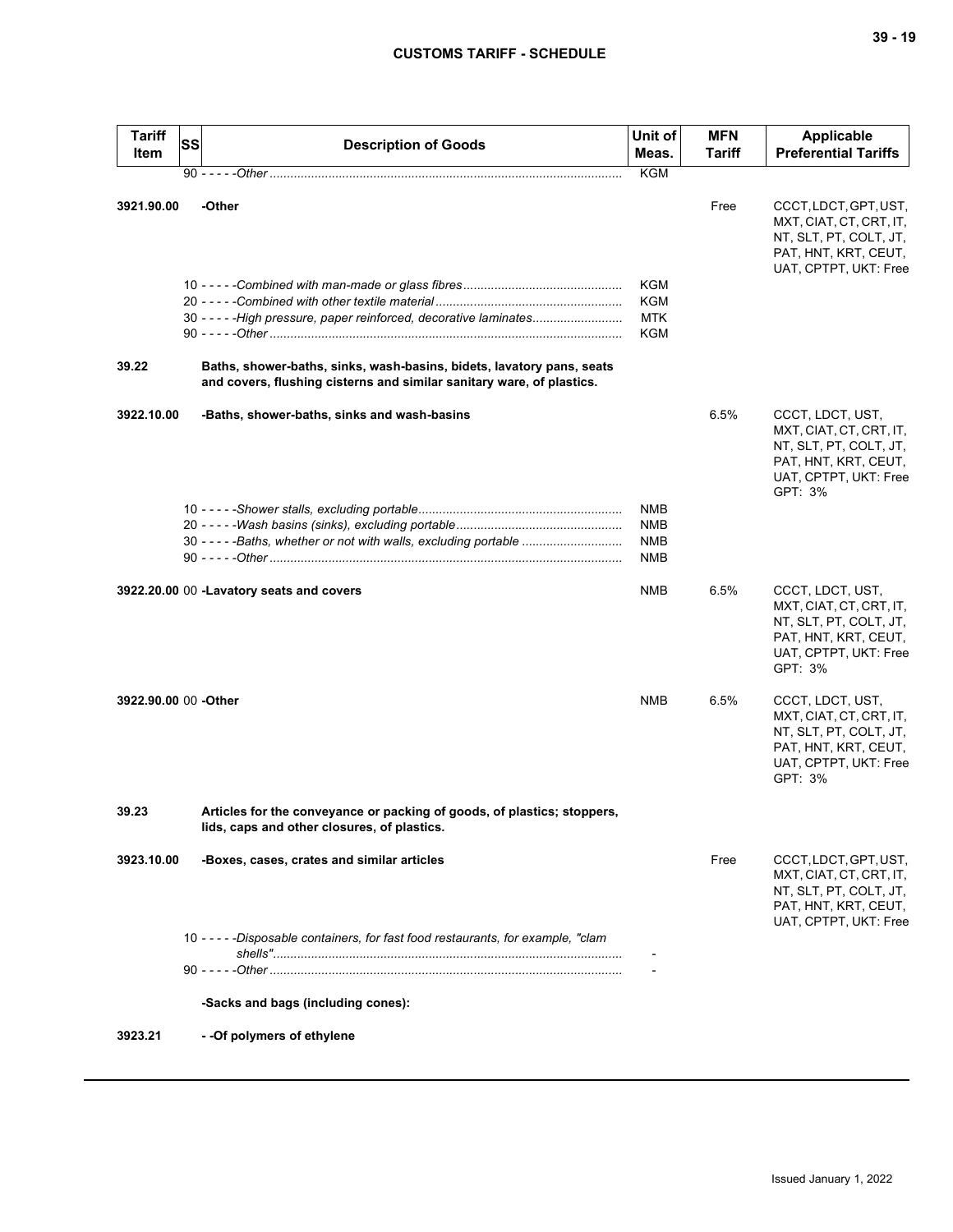| Tariff Item | SS | Description of Goods | Unit of Meas. | MFN Tariff | Applicable Preferential Tariffs |
|---|---|---|---|---|---|
| | 90 | - - - - -*Other* | KGM | | |
| 3921.90.00 | | -Other | | Free | CCCT, LDCT, GPT, UST, MXT, CIAT, CT, CRT, IT, NT, SLT, PT, COLT, JT, PAT, HNT, KRT, CEUT, UAT, CPTPT, UKT: Free |
| | 10 | - - - - -*Combined with man-made or glass fibres* | KGM | | |
| | 20 | - - - - -*Combined with other textile material* | KGM | | |
| | 30 | - - - - -*High pressure, paper reinforced, decorative laminates* | MTK | | |
| | 90 | - - - - -*Other* | KGM | | |
| 39.22 | | **Baths, shower-baths, sinks, wash-basins, bidets, lavatory pans, seats and covers, flushing cisterns and similar sanitary ware, of plastics.** | | | |
| 3922.10.00 | | -Baths, shower-baths, sinks and wash-basins | | 6.5% | CCCT, LDCT, UST, MXT, CIAT, CT, CRT, IT, NT, SLT, PT, COLT, JT, PAT, HNT, KRT, CEUT, UAT, CPTPT, UKT: Free<br>GPT: 3% |
| | 10 | - - - - -*Shower stalls, excluding portable* | NMB | | |
| | 20 | - - - - -*Wash basins (sinks), excluding portable* | NMB | | |
| | 30 | - - - - -*Baths, whether or not with walls, excluding portable* | NMB | | |
| | 90 | - - - - -*Other* | NMB | | |
| 3922.20.00 | 00 | -Lavatory seats and covers | NMB | 6.5% | CCCT, LDCT, UST, MXT, CIAT, CT, CRT, IT, NT, SLT, PT, COLT, JT, PAT, HNT, KRT, CEUT, UAT, CPTPT, UKT: Free<br>GPT: 3% |
| 3922.90.00 | 00 | -Other | NMB | 6.5% | CCCT, LDCT, UST, MXT, CIAT, CT, CRT, IT, NT, SLT, PT, COLT, JT, PAT, HNT, KRT, CEUT, UAT, CPTPT, UKT: Free<br>GPT: 3% |
| 39.23 | | **Articles for the conveyance or packing of goods, of plastics; stoppers, lids, caps and other closures, of plastics.** | | | |
| 3923.10.00 | | -Boxes, cases, crates and similar articles | | Free | CCCT, LDCT, GPT, UST, MXT, CIAT, CT, CRT, IT, NT, SLT, PT, COLT, JT, PAT, HNT, KRT, CEUT, UAT, CPTPT, UKT: Free |
| | 10 | - - - - -*Disposable containers, for fast food restaurants, for example, "clam shells"* | - | | |
| | 90 | - - - - -*Other* | - | | |
| | | -Sacks and bags (including cones): | | | |
| 3923.21 | | - -Of polymers of ethylene | | | |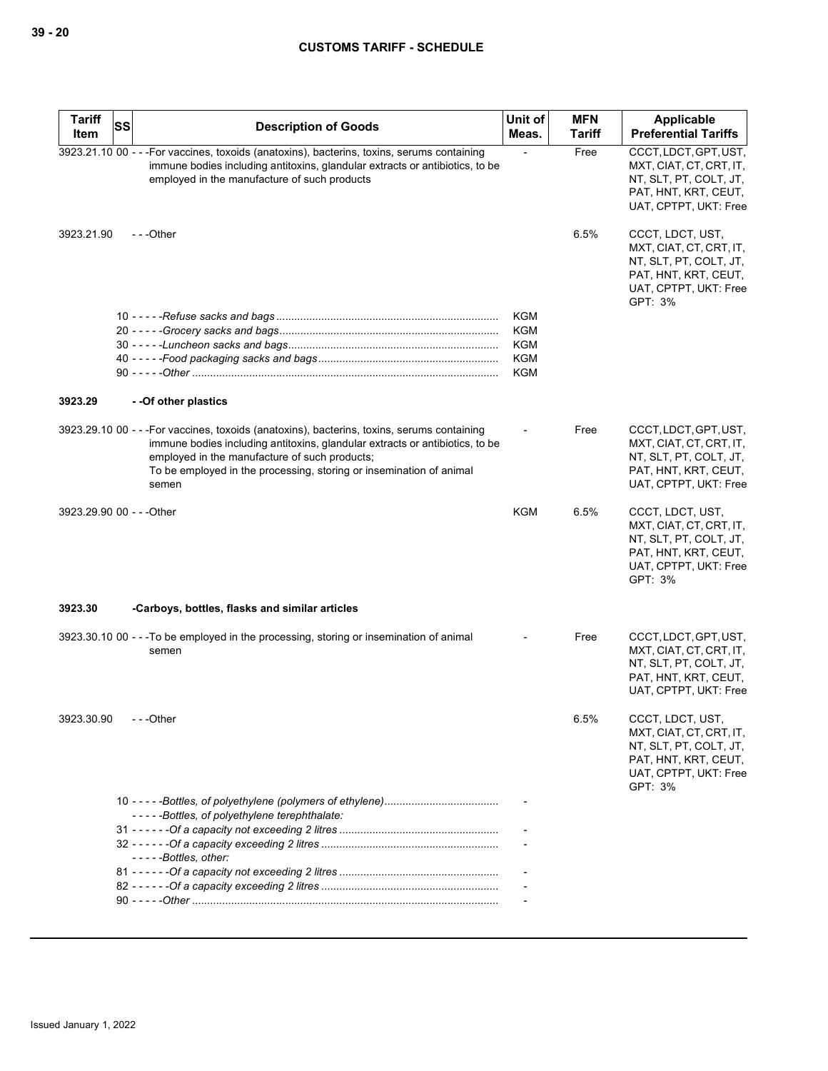| Tariff Item | SS | Description of Goods | Unit of Meas. | MFN Tariff | Applicable Preferential Tariffs |
|---|---|---|---|---|---|
| 3923.21.10 | 00 | - - -For vaccines, toxoids (anatoxins), bacterins, toxins, serums containing immune bodies including antitoxins, glandular extracts or antibiotics, to be employed in the manufacture of such products | - | Free | CCCT, LDCT, GPT, UST, MXT, CIAT, CT, CRT, IT, NT, SLT, PT, COLT, JT, PAT, HNT, KRT, CEUT, UAT, CPTPT, UKT: Free |
| 3923.21.90 | | - - -Other | | 6.5% | CCCT, LDCT, UST, MXT, CIAT, CT, CRT, IT, NT, SLT, PT, COLT, JT, PAT, HNT, KRT, CEUT, UAT, CPTPT, UKT: Free<br>GPT: 3% |
| | 10 | - - - - -*Refuse sacks and bags* | KGM | | |
| | 20 | - - - - -*Grocery sacks and bags* | KGM | | |
| | 30 | - - - - -*Luncheon sacks and bags* | KGM | | |
| | 40 | - - - - -*Food packaging sacks and bags* | KGM | | |
| | 90 | - - - - -*Other* | KGM | | |
| **3923.29** | | **- -Of other plastics** | | | |
| 3923.29.10 | 00 | - - -For vaccines, toxoids (anatoxins), bacterins, toxins, serums containing immune bodies including antitoxins, glandular extracts or antibiotics, to be employed in the manufacture of such products;<br>To be employed in the processing, storing or insemination of animal semen | - | Free | CCCT, LDCT, GPT, UST, MXT, CIAT, CT, CRT, IT, NT, SLT, PT, COLT, JT, PAT, HNT, KRT, CEUT, UAT, CPTPT, UKT: Free |
| 3923.29.90 | 00 | - - -Other | KGM | 6.5% | CCCT, LDCT, UST, MXT, CIAT, CT, CRT, IT, NT, SLT, PT, COLT, JT, PAT, HNT, KRT, CEUT, UAT, CPTPT, UKT: Free<br>GPT: 3% |
| **3923.30** | | **-Carboys, bottles, flasks and similar articles** | | | |
| 3923.30.10 | 00 | - - -To be employed in the processing, storing or insemination of animal semen | - | Free | CCCT, LDCT, GPT, UST, MXT, CIAT, CT, CRT, IT, NT, SLT, PT, COLT, JT, PAT, HNT, KRT, CEUT, UAT, CPTPT, UKT: Free |
| 3923.30.90 | | - - -Other | | 6.5% | CCCT, LDCT, UST, MXT, CIAT, CT, CRT, IT, NT, SLT, PT, COLT, JT, PAT, HNT, KRT, CEUT, UAT, CPTPT, UKT: Free<br>GPT: 3% |
| | 10 | - - - - -*Bottles, of polyethylene (polymers of ethylene)* | - | | |
| | | - - - - -*Bottles, of polyethylene terephthalate:* | | | |
| | 31 | - - - - - -*Of a capacity not exceeding 2 litres* | - | | |
| | 32 | - - - - - -*Of a capacity exceeding 2 litres* | - | | |
| | | - - - - -*Bottles, other:* | | | |
| | 81 | - - - - - -*Of a capacity not exceeding 2 litres* | - | | |
| | 82 | - - - - - -*Of a capacity exceeding 2 litres* | - | | |
| | 90 | - - - - -*Other* | - | | |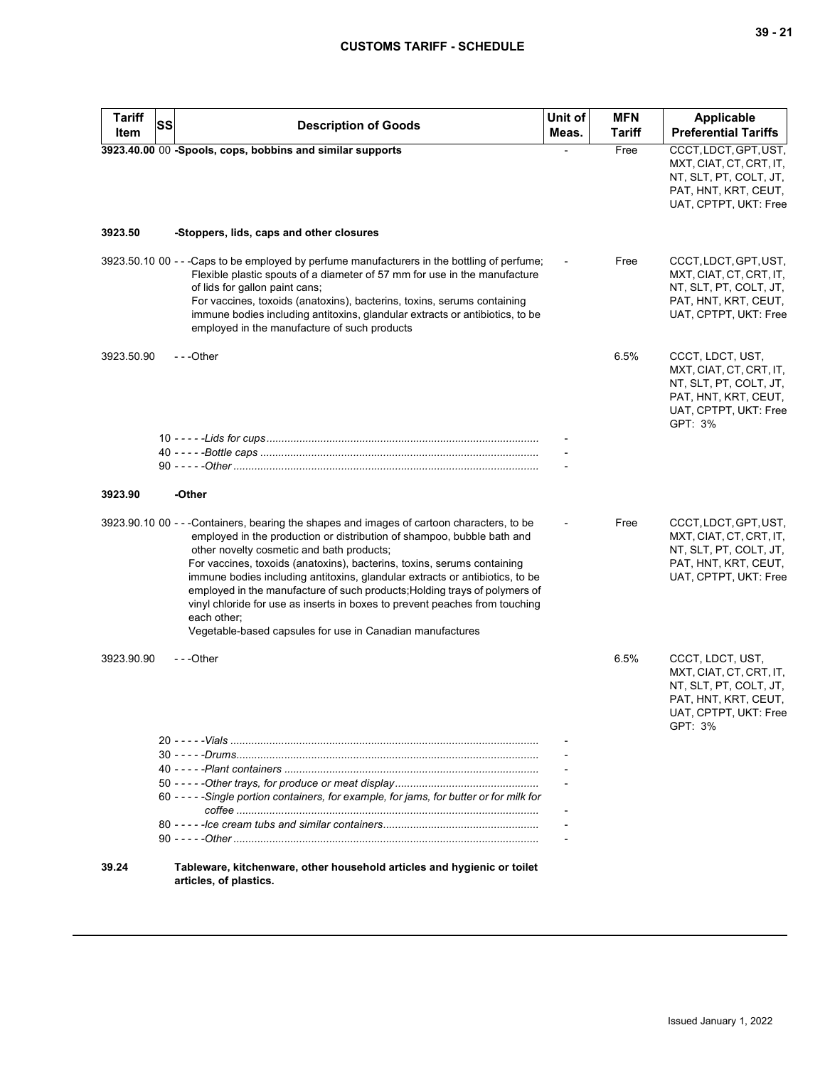| Tariff Item | SS | Description of Goods | Unit of Meas. | MFN Tariff | Applicable Preferential Tariffs |
|---|---|---|---|---|---|
| **3923.40.00** | 00 | **-Spools, cops, bobbins and similar supports** | - | Free | CCCT, LDCT, GPT, UST, MXT, CIAT, CT, CRT, IT, NT, SLT, PT, COLT, JT, PAT, HNT, KRT, CEUT, UAT, CPTPT, UKT: Free |
| **3923.50** | | **-Stoppers, lids, caps and other closures** | | | |
| 3923.50.10 | 00 | - - -Caps to be employed by perfume manufacturers in the bottling of perfume; Flexible plastic spouts of a diameter of 57 mm for use in the manufacture of lids for gallon paint cans; For vaccines, toxoids (anatoxins), bacterins, toxins, serums containing immune bodies including antitoxins, glandular extracts or antibiotics, to be employed in the manufacture of such products | - | Free | CCCT, LDCT, GPT, UST, MXT, CIAT, CT, CRT, IT, NT, SLT, PT, COLT, JT, PAT, HNT, KRT, CEUT, UAT, CPTPT, UKT: Free |
| 3923.50.90 | | - - -Other | | 6.5% | CCCT, LDCT, UST, MXT, CIAT, CT, CRT, IT, NT, SLT, PT, COLT, JT, PAT, HNT, KRT, CEUT, UAT, CPTPT, UKT: Free GPT: 3% |
| | 10 | - - - - -*Lids for cups* | - | | |
| | 40 | - - - - -*Bottle caps* | - | | |
| | 90 | - - - - -*Other* | - | | |
| **3923.90** | | **-Other** | | | |
| 3923.90.10 | 00 | - - -Containers, bearing the shapes and images of cartoon characters, to be employed in the production or distribution of shampoo, bubble bath and other novelty cosmetic and bath products; For vaccines, toxoids (anatoxins), bacterins, toxins, serums containing immune bodies including antitoxins, glandular extracts or antibiotics, to be employed in the manufacture of such products;Holding trays of polymers of vinyl chloride for use as inserts in boxes to prevent peaches from touching each other; Vegetable-based capsules for use in Canadian manufactures | - | Free | CCCT, LDCT, GPT, UST, MXT, CIAT, CT, CRT, IT, NT, SLT, PT, COLT, JT, PAT, HNT, KRT, CEUT, UAT, CPTPT, UKT: Free |
| 3923.90.90 | | - - -Other | | 6.5% | CCCT, LDCT, UST, MXT, CIAT, CT, CRT, IT, NT, SLT, PT, COLT, JT, PAT, HNT, KRT, CEUT, UAT, CPTPT, UKT: Free GPT: 3% |
| | 20 | - - - - -*Vials* | - | | |
| | 30 | - - - - -*Drums* | - | | |
| | 40 | - - - - -*Plant containers* | - | | |
| | 50 | - - - - -*Other trays, for produce or meat display* | - | | |
| | 60 | - - - - -*Single portion containers, for example, for jams, for butter or for milk for coffee* | - | | |
| | 80 | - - - - -*Ice cream tubs and similar containers* | - | | |
| | 90 | - - - - -*Other* | - | | |
| **39.24** | | **Tableware, kitchenware, other household articles and hygienic or toilet articles, of plastics.** | | | |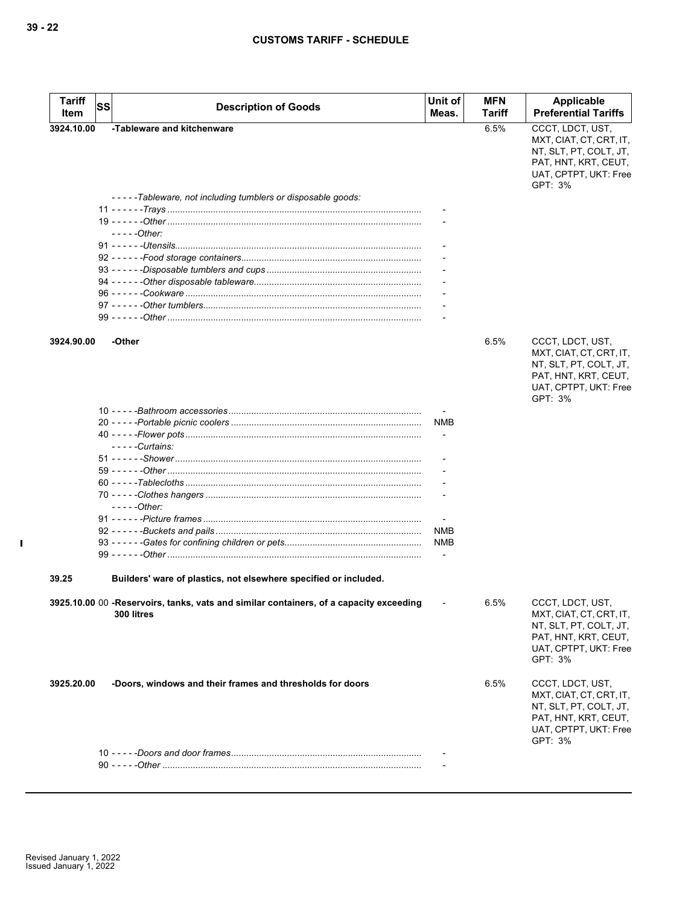| Tariff Item | SS | Description of Goods | Unit of Meas. | MFN Tariff | Applicable Preferential Tariffs |
|---|---|---|---|---|---|
| 3924.10.00 | | -Tableware and kitchenware | | 6.5% | CCCT, LDCT, UST, MXT, CIAT, CT, CRT, IT, NT, SLT, PT, COLT, JT, PAT, HNT, KRT, CEUT, UAT, CPTPT, UKT: Free GPT: 3% |
| | | *-----Tableware, not including tumblers or disposable goods:* | | | |
| | 11 | *------Trays* | - | | |
| | 19 | *------Other* | - | | |
| | | *-----Other:* | | | |
| | 91 | *------Utensils* | - | | |
| | 92 | *------Food storage containers* | - | | |
| | 93 | *------Disposable tumblers and cups* | - | | |
| | 94 | *------Other disposable tableware* | - | | |
| | 96 | *------Cookware* | - | | |
| | 97 | *------Other tumblers* | - | | |
| | 99 | *------Other* | - | | |
| 3924.90.00 | | -Other | | 6.5% | CCCT, LDCT, UST, MXT, CIAT, CT, CRT, IT, NT, SLT, PT, COLT, JT, PAT, HNT, KRT, CEUT, UAT, CPTPT, UKT: Free GPT: 3% |
| | 10 | *-----Bathroom accessories* | - | | |
| | 20 | *-----Portable picnic coolers* | NMB | | |
| | 40 | *-----Flower pots* | - | | |
| | | *-----Curtains:* | | | |
| | 51 | *------Shower* | - | | |
| | 59 | *------Other* | - | | |
| | 60 | *-----Tablecloths* | - | | |
| | 70 | *-----Clothes hangers* | - | | |
| | | *-----Other:* | | | |
| | 91 | *------Picture frames* | - | | |
| | 92 | *------Buckets and pails* | NMB | | |
| | 93 | *------Gates for confining children or pets* | NMB | | |
| | 99 | *------Other* | - | | |
| 39.25 | | **Builders' ware of plastics, not elsewhere specified or included.** | | | |
| 3925.10.00 | 00 | -Reservoirs, tanks, vats and similar containers, of a capacity exceeding 300 litres | - | 6.5% | CCCT, LDCT, UST, MXT, CIAT, CT, CRT, IT, NT, SLT, PT, COLT, JT, PAT, HNT, KRT, CEUT, UAT, CPTPT, UKT: Free GPT: 3% |
| 3925.20.00 | | -Doors, windows and their frames and thresholds for doors | | 6.5% | CCCT, LDCT, UST, MXT, CIAT, CT, CRT, IT, NT, SLT, PT, COLT, JT, PAT, HNT, KRT, CEUT, UAT, CPTPT, UKT: Free GPT: 3% |
| | 10 | *-----Doors and door frames* | - | | |
| | 90 | *-----Other* | - | | |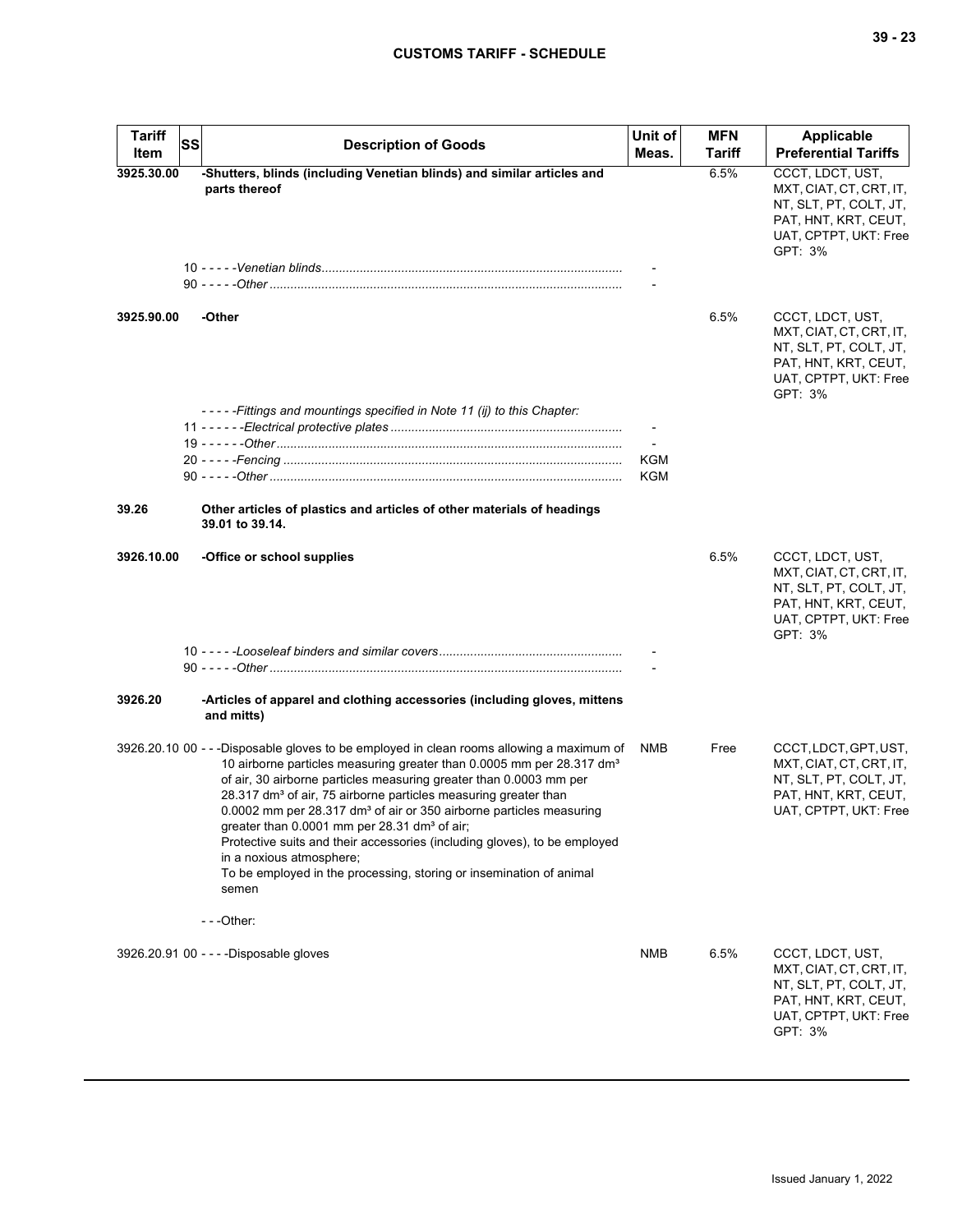| Tariff Item | SS | Description of Goods | Unit of Meas. | MFN Tariff | Applicable Preferential Tariffs |
|---|---|---|---|---|---|
| 3925.30.00 | | -Shutters, blinds (including Venetian blinds) and similar articles and parts thereof | | 6.5% | CCCT, LDCT, UST, MXT, CIAT, CT, CRT, IT, NT, SLT, PT, COLT, JT, PAT, HNT, KRT, CEUT, UAT, CPTPT, UKT: Free GPT: 3% |
| | 10 | - - - - -*Venetian blinds* | - | | |
| | 90 | - - - - -*Other* | - | | |
| 3925.90.00 | | -Other | | 6.5% | CCCT, LDCT, UST, MXT, CIAT, CT, CRT, IT, NT, SLT, PT, COLT, JT, PAT, HNT, KRT, CEUT, UAT, CPTPT, UKT: Free GPT: 3% |
| | | - - - - -*Fittings and mountings specified in Note 11 (ij) to this Chapter:* | | | |
| | 11 | - - - - - -*Electrical protective plates* | - | | |
| | 19 | - - - - - -*Other* | - | | |
| | 20 | - - - - -*Fencing* | KGM | | |
| | 90 | - - - - -*Other* | KGM | | |
| 39.26 | | Other articles of plastics and articles of other materials of headings 39.01 to 39.14. | | | |
| 3926.10.00 | | -Office or school supplies | | 6.5% | CCCT, LDCT, UST, MXT, CIAT, CT, CRT, IT, NT, SLT, PT, COLT, JT, PAT, HNT, KRT, CEUT, UAT, CPTPT, UKT: Free GPT: 3% |
| | 10 | - - - - -*Looseleaf binders and similar covers* | - | | |
| | 90 | - - - - -*Other* | - | | |
| 3926.20 | | -Articles of apparel and clothing accessories (including gloves, mittens and mitts) | | | |
| 3926.20.10 | 00 | - - -Disposable gloves to be employed in clean rooms allowing a maximum of 10 airborne particles measuring greater than 0.0005 mm per 28.317 dm³ of air, 30 airborne particles measuring greater than 0.0003 mm per 28.317 dm³ of air, 75 airborne particles measuring greater than 0.0002 mm per 28.317 dm³ of air or 350 airborne particles measuring greater than 0.0001 mm per 28.31 dm³ of air;<br>Protective suits and their accessories (including gloves), to be employed in a noxious atmosphere;<br>To be employed in the processing, storing or insemination of animal semen | NMB | Free | CCCT, LDCT, GPT, UST, MXT, CIAT, CT, CRT, IT, NT, SLT, PT, COLT, JT, PAT, HNT, KRT, CEUT, UAT, CPTPT, UKT: Free |
| | | - - -Other: | | | |
| 3926.20.91 | 00 | - - - -Disposable gloves | NMB | 6.5% | CCCT, LDCT, UST, MXT, CIAT, CT, CRT, IT, NT, SLT, PT, COLT, JT, PAT, HNT, KRT, CEUT, UAT, CPTPT, UKT: Free GPT: 3% |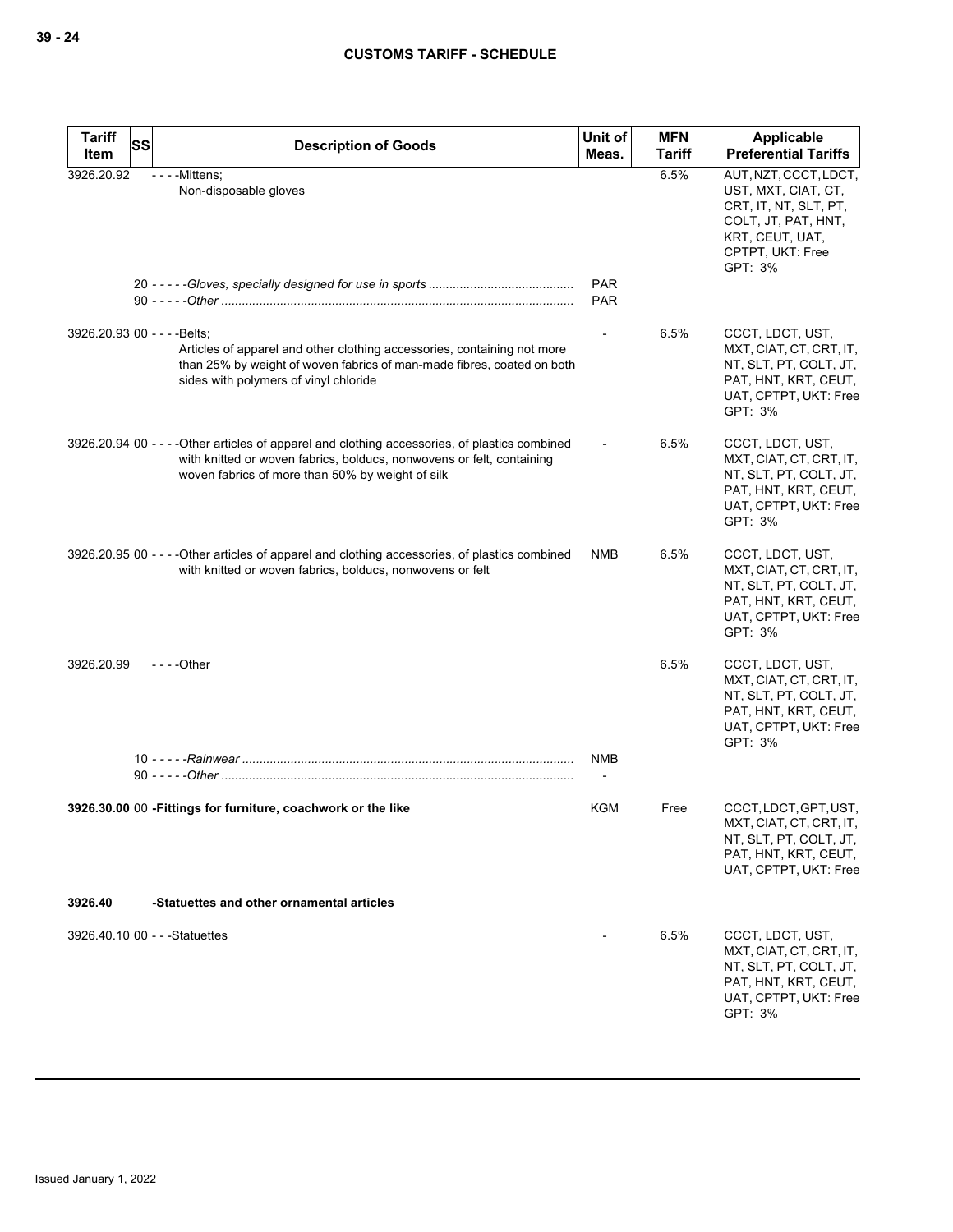| Tariff Item | SS | Description of Goods | Unit of Meas. | MFN Tariff | Applicable Preferential Tariffs |
|---|---|---|---|---|---|
| 3926.20.92 | | - - - -Mittens;<br>Non-disposable gloves | | 6.5% | AUT, NZT, CCCT, LDCT, UST, MXT, CIAT, CT, CRT, IT, NT, SLT, PT, COLT, JT, PAT, HNT, KRT, CEUT, UAT, CPTPT, UKT: Free<br>GPT: 3% |
| | 20 | - - - - -*Gloves, specially designed for use in sports* | PAR | | |
| | 90 | - - - - -*Other* | PAR | | |
| 3926.20.93 | 00 | - - - -Belts;<br>Articles of apparel and other clothing accessories, containing not more than 25% by weight of woven fabrics of man-made fibres, coated on both sides with polymers of vinyl chloride | - | 6.5% | CCCT, LDCT, UST, MXT, CIAT, CT, CRT, IT, NT, SLT, PT, COLT, JT, PAT, HNT, KRT, CEUT, UAT, CPTPT, UKT: Free<br>GPT: 3% |
| 3926.20.94 | 00 | - - - -Other articles of apparel and clothing accessories, of plastics combined with knitted or woven fabrics, bolducs, nonwovens or felt, containing woven fabrics of more than 50% by weight of silk | - | 6.5% | CCCT, LDCT, UST, MXT, CIAT, CT, CRT, IT, NT, SLT, PT, COLT, JT, PAT, HNT, KRT, CEUT, UAT, CPTPT, UKT: Free<br>GPT: 3% |
| 3926.20.95 | 00 | - - - -Other articles of apparel and clothing accessories, of plastics combined with knitted or woven fabrics, bolducs, nonwovens or felt | NMB | 6.5% | CCCT, LDCT, UST, MXT, CIAT, CT, CRT, IT, NT, SLT, PT, COLT, JT, PAT, HNT, KRT, CEUT, UAT, CPTPT, UKT: Free<br>GPT: 3% |
| 3926.20.99 | | - - - -Other | | 6.5% | CCCT, LDCT, UST, MXT, CIAT, CT, CRT, IT, NT, SLT, PT, COLT, JT, PAT, HNT, KRT, CEUT, UAT, CPTPT, UKT: Free<br>GPT: 3% |
| | 10 | - - - - -*Rainwear* | NMB | | |
| | 90 | - - - - -*Other* | - | | |
| **3926.30.00** | 00 | **-Fittings for furniture, coachwork or the like** | KGM | Free | CCCT, LDCT, GPT, UST, MXT, CIAT, CT, CRT, IT, NT, SLT, PT, COLT, JT, PAT, HNT, KRT, CEUT, UAT, CPTPT, UKT: Free |
| **3926.40** | | **-Statuettes and other ornamental articles** | | | |
| 3926.40.10 | 00 | - - -Statuettes | - | 6.5% | CCCT, LDCT, UST, MXT, CIAT, CT, CRT, IT, NT, SLT, PT, COLT, JT, PAT, HNT, KRT, CEUT, UAT, CPTPT, UKT: Free<br>GPT: 3% |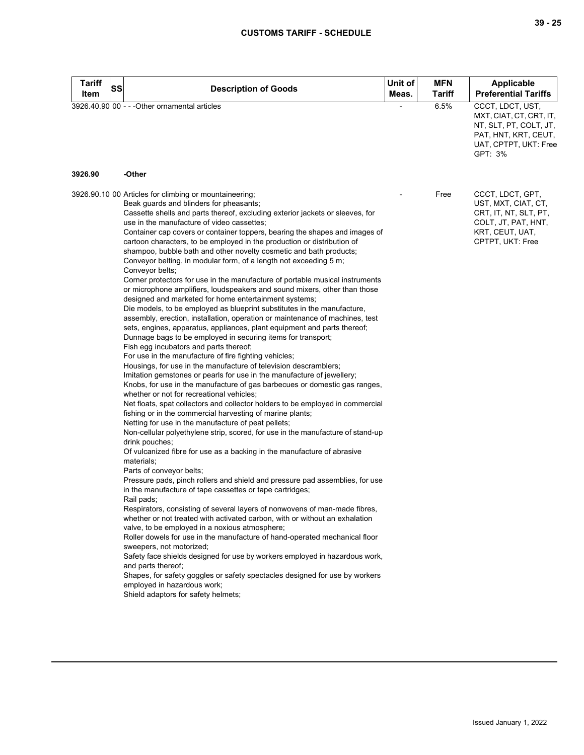| Tariff Item | SS | Description of Goods | Unit of Meas. | MFN Tariff | Applicable Preferential Tariffs |
|---|---|---|---|---|---|
| 3926.40.90 | 00 | - - -Other ornamental articles | - | 6.5% | CCCT, LDCT, UST, MXT, CIAT, CT, CRT, IT, NT, SLT, PT, COLT, JT, PAT, HNT, KRT, CEUT, UAT, CPTPT, UKT: Free<br>GPT: 3% |
| **3926.90** | | **-Other** | | | |
| 3926.90.10 | 00 | Articles for climbing or mountaineering;<br>Beak guards and blinders for pheasants;<br>Cassette shells and parts thereof, excluding exterior jackets or sleeves, for use in the manufacture of video cassettes;<br>Container cap covers or container toppers, bearing the shapes and images of cartoon characters, to be employed in the production or distribution of shampoo, bubble bath and other novelty cosmetic and bath products;<br>Conveyor belting, in modular form, of a length not exceeding 5 m;<br>Conveyor belts;<br>Corner protectors for use in the manufacture of portable musical instruments or microphone amplifiers, loudspeakers and sound mixers, other than those designed and marketed for home entertainment systems;<br>Die models, to be employed as blueprint substitutes in the manufacture, assembly, erection, installation, operation or maintenance of machines, test sets, engines, apparatus, appliances, plant equipment and parts thereof;<br>Dunnage bags to be employed in securing items for transport;<br>Fish egg incubators and parts thereof;<br>For use in the manufacture of fire fighting vehicles;<br>Housings, for use in the manufacture of television descramblers;<br>Imitation gemstones or pearls for use in the manufacture of jewellery;<br>Knobs, for use in the manufacture of gas barbecues or domestic gas ranges, whether or not for recreational vehicles;<br>Net floats, spat collectors and collector holders to be employed in commercial fishing or in the commercial harvesting of marine plants;<br>Netting for use in the manufacture of peat pellets;<br>Non-cellular polyethylene strip, scored, for use in the manufacture of stand-up drink pouches;<br>Of vulcanized fibre for use as a backing in the manufacture of abrasive materials;<br>Parts of conveyor belts;<br>Pressure pads, pinch rollers and shield and pressure pad assemblies, for use in the manufacture of tape cassettes or tape cartridges;<br>Rail pads;<br>Respirators, consisting of several layers of nonwovens of man-made fibres, whether or not treated with activated carbon, with or without an exhalation valve, to be employed in a noxious atmosphere;<br>Roller dowels for use in the manufacture of hand-operated mechanical floor sweepers, not motorized;<br>Safety face shields designed for use by workers employed in hazardous work, and parts thereof;<br>Shapes, for safety goggles or safety spectacles designed for use by workers employed in hazardous work;<br>Shield adaptors for safety helmets; | - | Free | CCCT, LDCT, GPT, UST, MXT, CIAT, CT, CRT, IT, NT, SLT, PT, COLT, JT, PAT, HNT, KRT, CEUT, UAT, CPTPT, UKT: Free |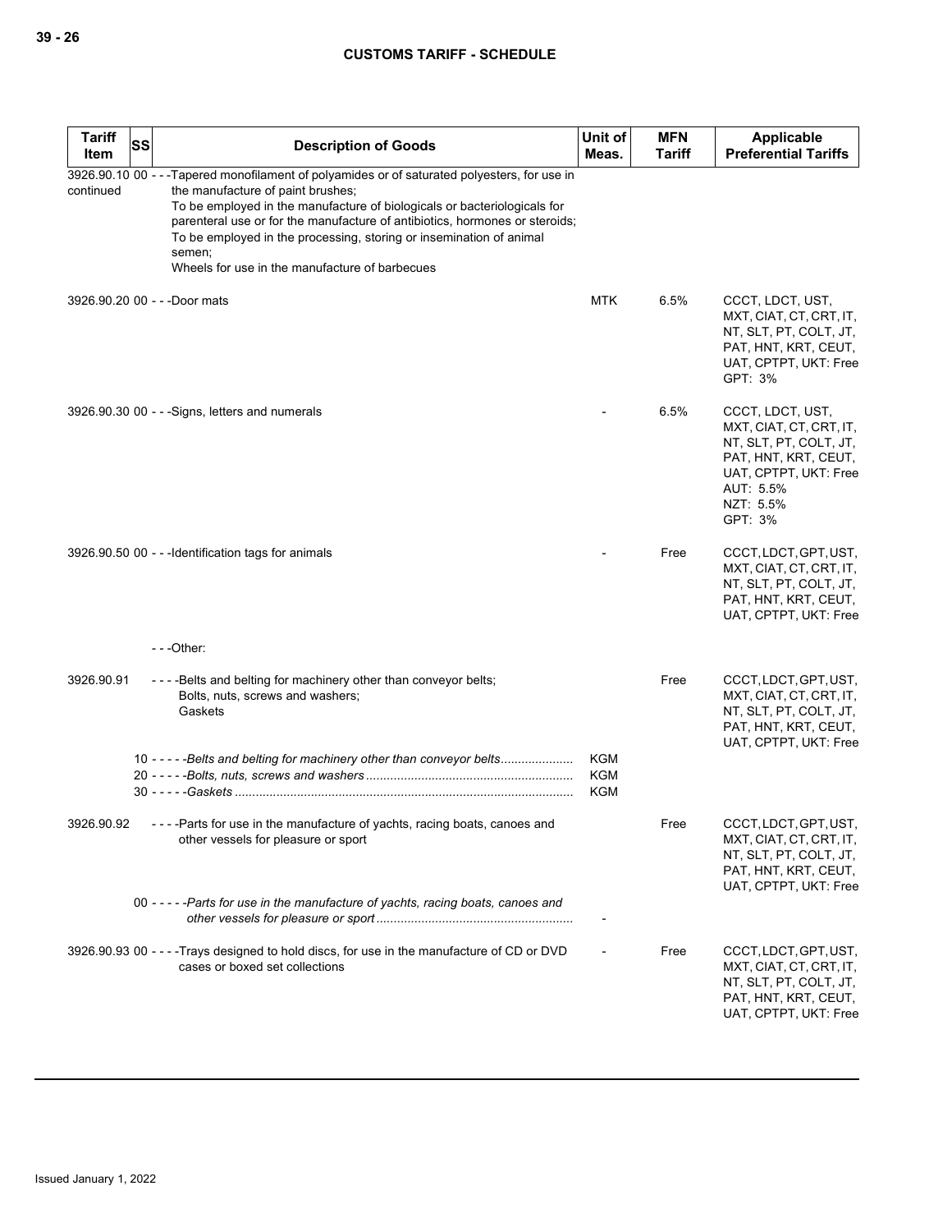| Tariff Item | SS | Description of Goods | Unit of Meas. | MFN Tariff | Applicable Preferential Tariffs |
|---|---|---|---|---|---|
| 3926.90.10 continued | 00 | - - -Tapered monofilament of polyamides or of saturated polyesters, for use in the manufacture of paint brushes;<br>To be employed in the manufacture of biologicals or bacteriologicals for parenteral use or for the manufacture of antibiotics, hormones or steroids;<br>To be employed in the processing, storing or insemination of animal semen;<br>Wheels for use in the manufacture of barbecues | | | |
| 3926.90.20 | 00 | - - -Door mats | MTK | 6.5% | CCCT, LDCT, UST, MXT, CIAT, CT, CRT, IT, NT, SLT, PT, COLT, JT, PAT, HNT, KRT, CEUT, UAT, CPTPT, UKT: Free<br>GPT: 3% |
| 3926.90.30 | 00 | - - -Signs, letters and numerals | - | 6.5% | CCCT, LDCT, UST, MXT, CIAT, CT, CRT, IT, NT, SLT, PT, COLT, JT, PAT, HNT, KRT, CEUT, UAT, CPTPT, UKT: Free<br>AUT: 5.5%<br>NZT: 5.5%<br>GPT: 3% |
| 3926.90.50 | 00 | - - -Identification tags for animals | - | Free | CCCT, LDCT, GPT, UST, MXT, CIAT, CT, CRT, IT, NT, SLT, PT, COLT, JT, PAT, HNT, KRT, CEUT, UAT, CPTPT, UKT: Free |
| | | - - -Other: | | | |
| 3926.90.91 | | - - - -Belts and belting for machinery other than conveyor belts;<br>Bolts, nuts, screws and washers;<br>Gaskets | | Free | CCCT, LDCT, GPT, UST, MXT, CIAT, CT, CRT, IT, NT, SLT, PT, COLT, JT, PAT, HNT, KRT, CEUT, UAT, CPTPT, UKT: Free |
| | 10 | - - - - -*Belts and belting for machinery other than conveyor belts* | KGM | | |
| | 20 | - - - - -*Bolts, nuts, screws and washers* | KGM | | |
| | 30 | - - - - -*Gaskets* | KGM | | |
| 3926.90.92 | | - - - -Parts for use in the manufacture of yachts, racing boats, canoes and other vessels for pleasure or sport | | Free | CCCT, LDCT, GPT, UST, MXT, CIAT, CT, CRT, IT, NT, SLT, PT, COLT, JT, PAT, HNT, KRT, CEUT, UAT, CPTPT, UKT: Free |
| | 00 | - - - - -*Parts for use in the manufacture of yachts, racing boats, canoes and other vessels for pleasure or sport* | - | | |
| 3926.90.93 | 00 | - - - -Trays designed to hold discs, for use in the manufacture of CD or DVD cases or boxed set collections | - | Free | CCCT, LDCT, GPT, UST, MXT, CIAT, CT, CRT, IT, NT, SLT, PT, COLT, JT, PAT, HNT, KRT, CEUT, UAT, CPTPT, UKT: Free |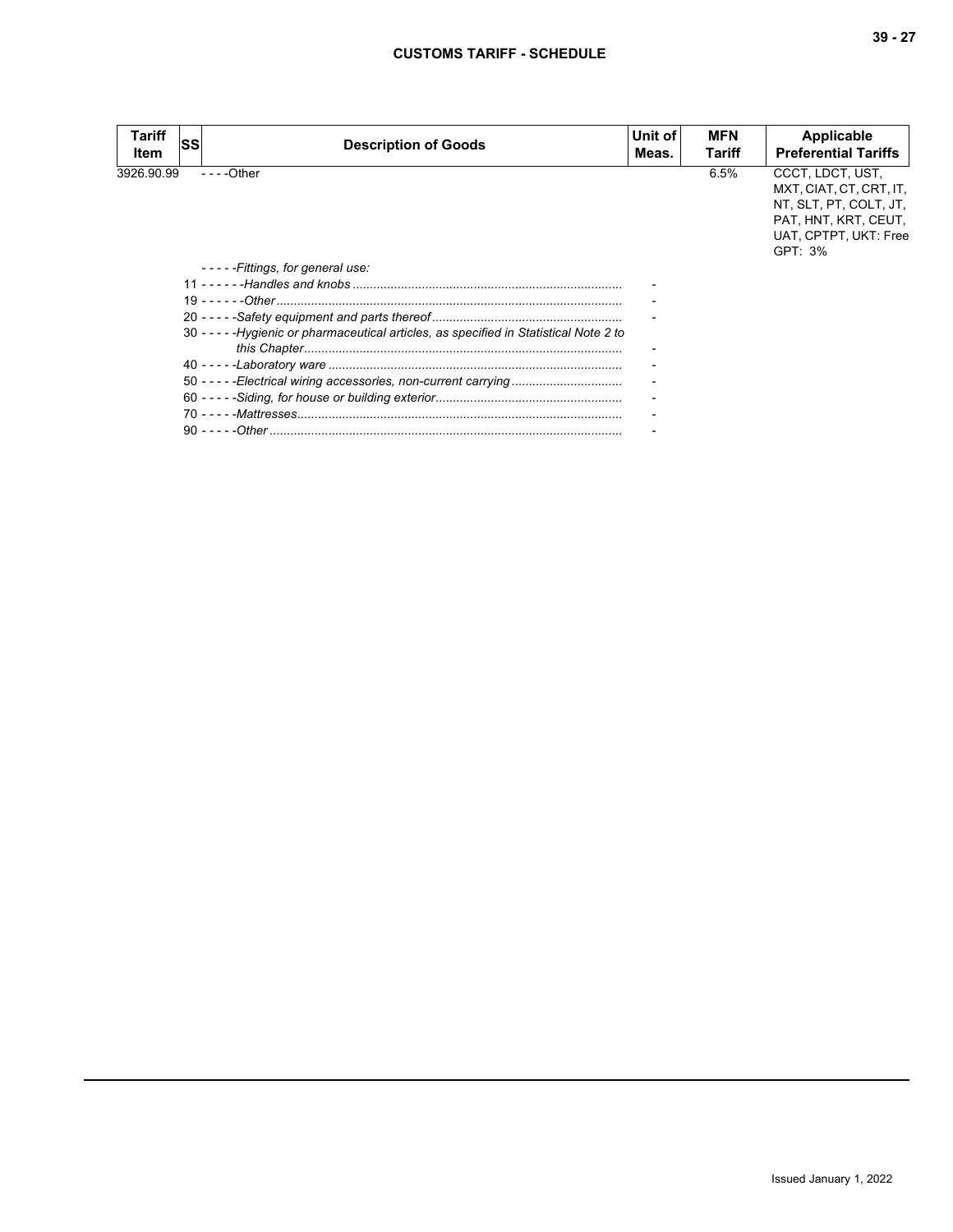| Tariff Item | SS | Description of Goods | Unit of Meas. | MFN Tariff | Applicable Preferential Tariffs |
|---|---|---|---|---|---|
| 3926.90.99 | | - - - -Other | | 6.5% | CCCT, LDCT, UST, MXT, CIAT, CT, CRT, IT, NT, SLT, PT, COLT, JT, PAT, HNT, KRT, CEUT, UAT, CPTPT, UKT: Free GPT: 3% |
| | | *- - - - -Fittings, for general use:* | | | |
| | 11 | *- - - - - -Handles and knobs* | - | | |
| | 19 | *- - - - - -Other* | - | | |
| | 20 | *- - - - -Safety equipment and parts thereof* | - | | |
| | 30 | *- - - - -Hygienic or pharmaceutical articles, as specified in Statistical Note 2 to this Chapter* | - | | |
| | 40 | *- - - - -Laboratory ware* | - | | |
| | 50 | *- - - - -Electrical wiring accessories, non-current carrying* | - | | |
| | 60 | *- - - - -Siding, for house or building exterior* | - | | |
| | 70 | *- - - - -Mattresses* | - | | |
| | 90 | *- - - - -Other* | - | | |